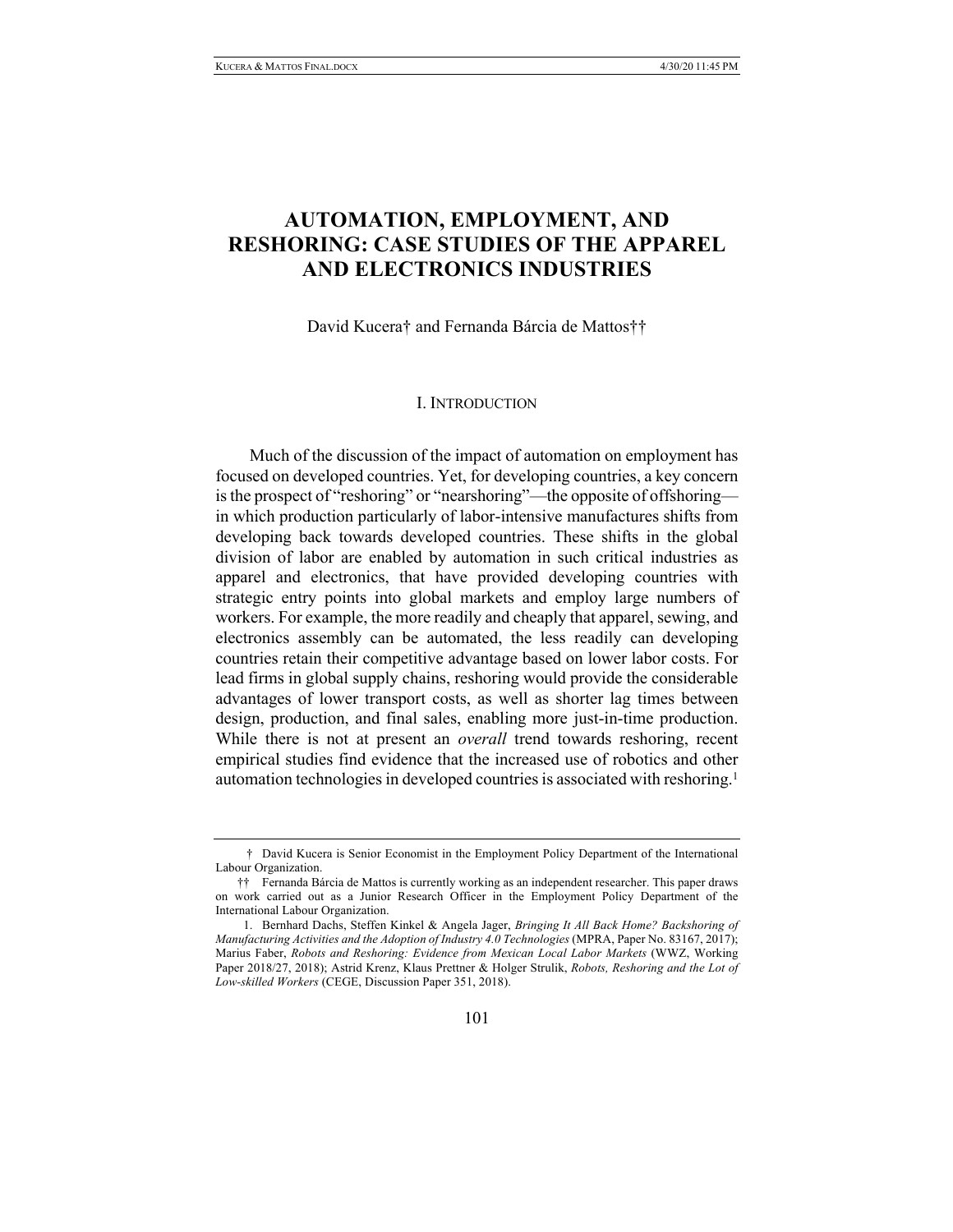# AUTOMATION, EMPLOYMENT, AND RESHORING: CASE STUDIES OF THE APPAREL AND ELECTRONICS INDUSTRIES

David Kucera† and Fernanda Bárcia de Mattos††

## I. INTRODUCTION

Much of the discussion of the impact of automation on employment has focused on developed countries. Yet, for developing countries, a key concern is the prospect of "reshoring" or "nearshoring"—the opposite of offshoring—in which production particularly of labor-intensive manufactures shifts from developing back towards developed countries. These shifts in the global division of labor are enabled by automation in such critical industries as apparel and electronics, that have provided developing countries with strategic entry points into global markets and employ large numbers of workers. For example, the more readily and cheaply that apparel, sewing, and electronics assembly can be automated, the less readily can developing countries retain their competitive advantage based on lower labor costs. For lead firms in global supply chains, reshoring would provide the considerable advantages of lower transport costs, as well as shorter lag times between design, production, and final sales, enabling more just-in-time production. While there is not at present an *overall* trend towards reshoring, recent empirical studies find evidence that the increased use of robotics and other automation technologies in developed countries is associated with reshoring.[1]

---

† David Kucera is Senior Economist in the Employment Policy Department of the International Labour Organization.

†† Fernanda Bárcia de Mattos is currently working as an independent researcher. This paper draws on work carried out as a Junior Research Officer in the Employment Policy Department of the International Labour Organization.

1. Bernhard Dachs, Steffen Kinkel & Angela Jager, *Bringing It All Back Home? Backshoring of Manufacturing Activities and the Adoption of Industry 4.0 Technologies* (MPRA, Paper No. 83167, 2017); Marius Faber, *Robots and Reshoring: Evidence from Mexican Local Labor Markets* (WWZ, Working Paper 2018/27, 2018); Astrid Krenz, Klaus Prettner & Holger Strulik, *Robots, Reshoring and the Lot of Low-skilled Workers* (CEGE, Discussion Paper 351, 2018).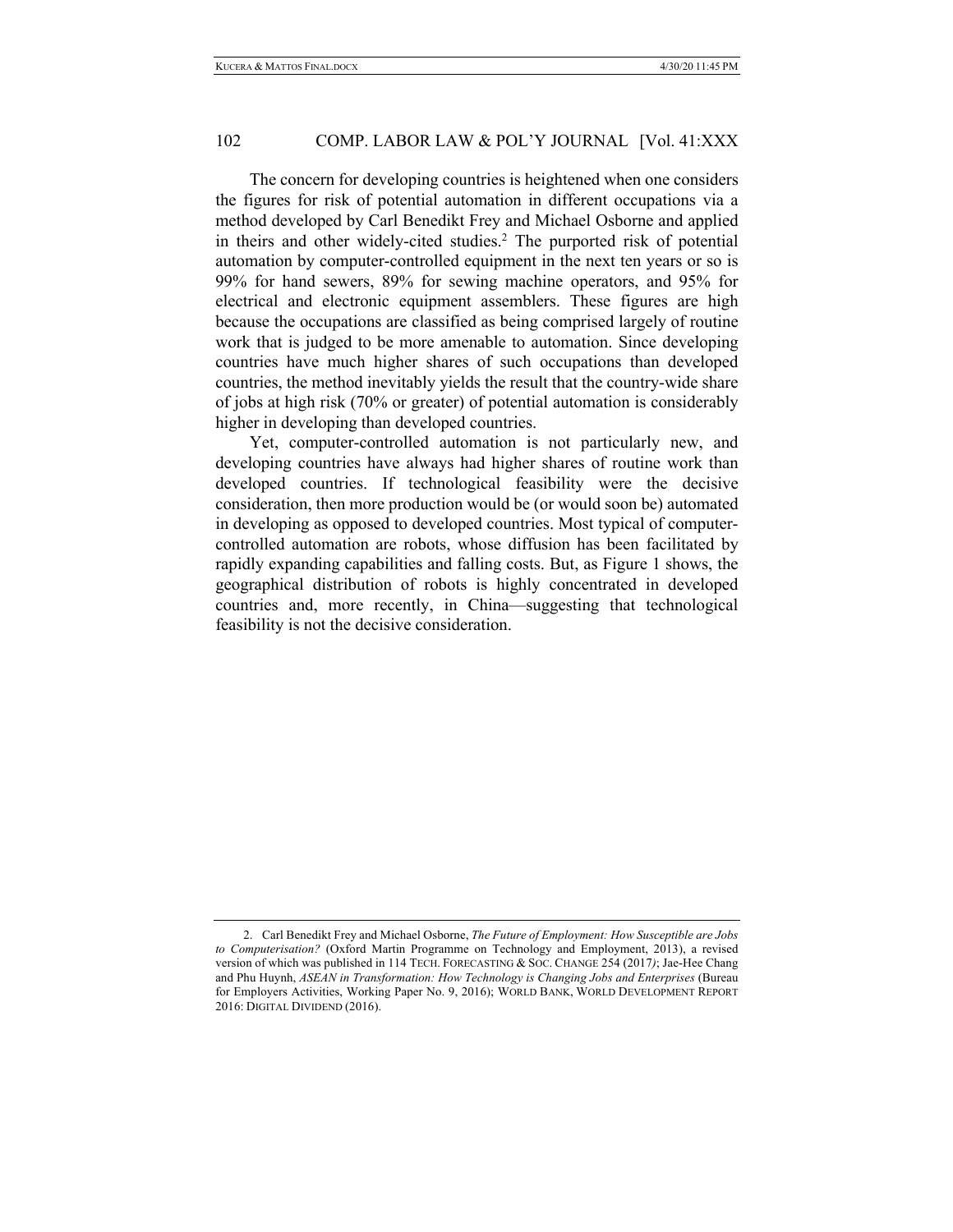The concern for developing countries is heightened when one considers the figures for risk of potential automation in different occupations via a method developed by Carl Benedikt Frey and Michael Osborne and applied in theirs and other widely-cited studies.[2] The purported risk of potential automation by computer-controlled equipment in the next ten years or so is 99% for hand sewers, 89% for sewing machine operators, and 95% for electrical and electronic equipment assemblers. These figures are high because the occupations are classified as being comprised largely of routine work that is judged to be more amenable to automation. Since developing countries have much higher shares of such occupations than developed countries, the method inevitably yields the result that the country-wide share of jobs at high risk (70% or greater) of potential automation is considerably higher in developing than developed countries.

Yet, computer-controlled automation is not particularly new, and developing countries have always had higher shares of routine work than developed countries. If technological feasibility were the decisive consideration, then more production would be (or would soon be) automated in developing as opposed to developed countries. Most typical of computer-controlled automation are robots, whose diffusion has been facilitated by rapidly expanding capabilities and falling costs. But, as Figure 1 shows, the geographical distribution of robots is highly concentrated in developed countries and, more recently, in China—suggesting that technological feasibility is not the decisive consideration.

---

2. Carl Benedikt Frey and Michael Osborne, *The Future of Employment: How Susceptible are Jobs to Computerisation?* (Oxford Martin Programme on Technology and Employment, 2013), a revised version of which was published in 114 TECH. FORECASTING & SOC. CHANGE 254 (2017); Jae-Hee Chang and Phu Huynh, *ASEAN in Transformation: How Technology is Changing Jobs and Enterprises* (Bureau for Employers Activities, Working Paper No. 9, 2016); WORLD BANK, WORLD DEVELOPMENT REPORT 2016: DIGITAL DIVIDEND (2016).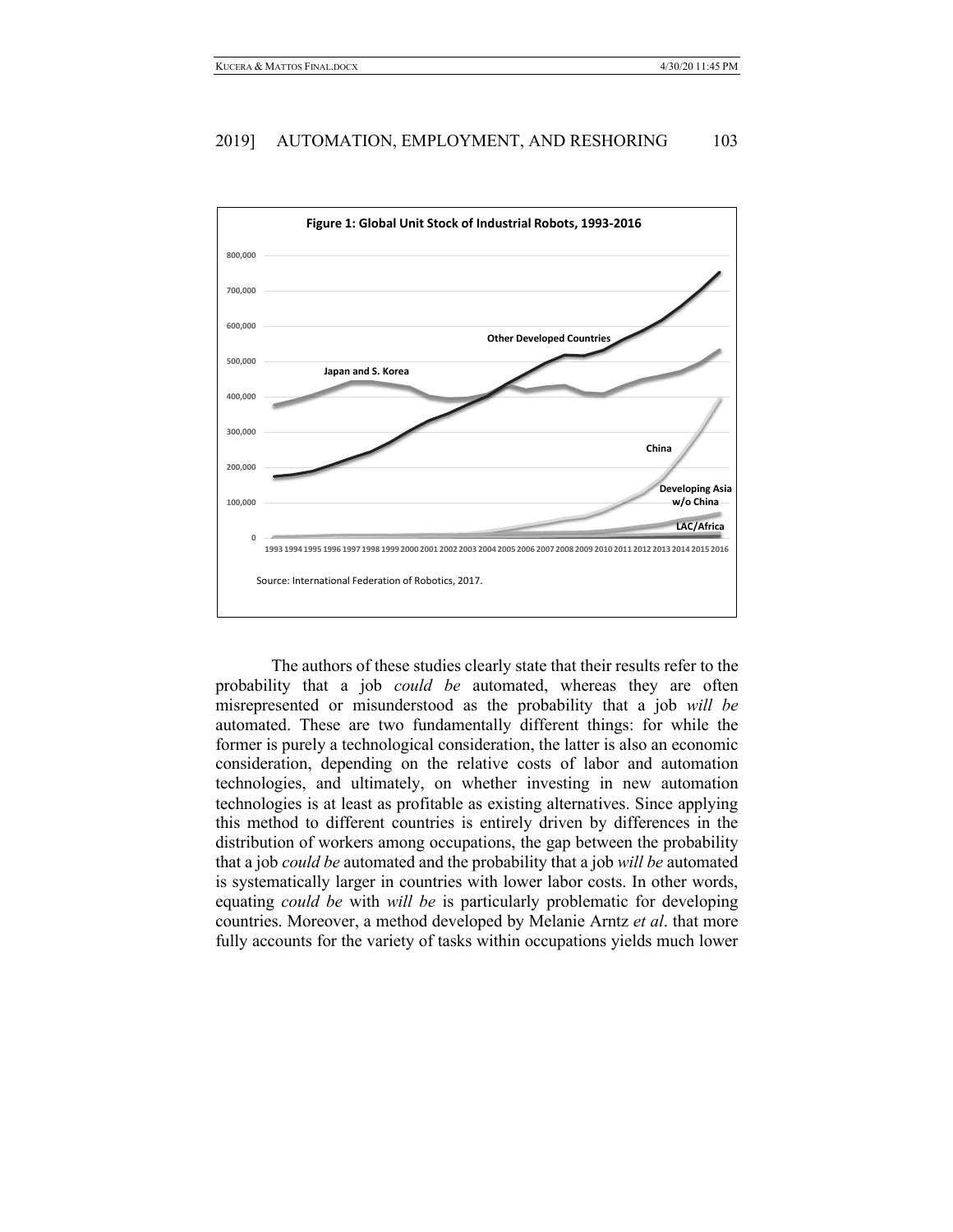**Figure 1: Global Unit Stock of Industrial Robots, 1993-2016**

Source: International Federation of Robotics, 2017.

The authors of these studies clearly state that their results refer to the probability that a job *could be* automated, whereas they are often misrepresented or misunderstood as the probability that a job *will be* automated. These are two fundamentally different things: for while the former is purely a technological consideration, the latter is also an economic consideration, depending on the relative costs of labor and automation technologies, and ultimately, on whether investing in new automation technologies is at least as profitable as existing alternatives. Since applying this method to different countries is entirely driven by differences in the distribution of workers among occupations, the gap between the probability that a job *could be* automated and the probability that a job *will be* automated is systematically larger in countries with lower labor costs. In other words, equating *could be* with *will be* is particularly problematic for developing countries. Moreover, a method developed by Melanie Arntz *et al*. that more fully accounts for the variety of tasks within occupations yields much lower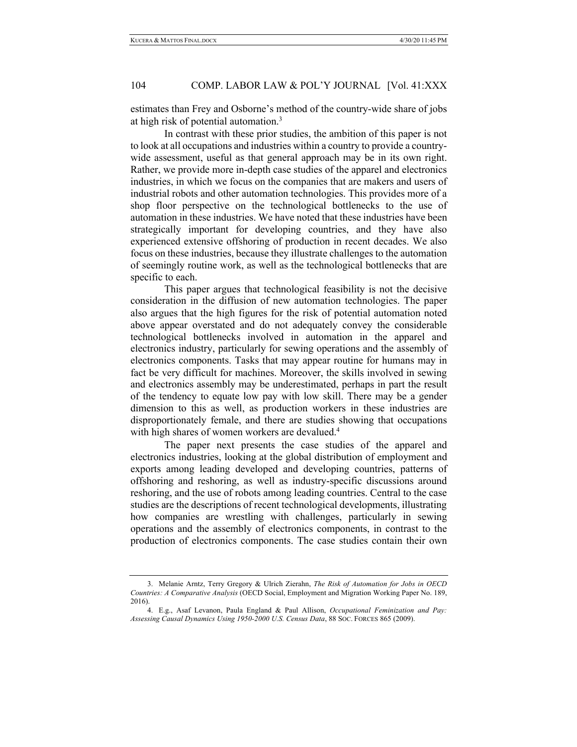estimates than Frey and Osborne's method of the country-wide share of jobs at high risk of potential automation.[3]

In contrast with these prior studies, the ambition of this paper is not to look at all occupations and industries within a country to provide a country-wide assessment, useful as that general approach may be in its own right. Rather, we provide more in-depth case studies of the apparel and electronics industries, in which we focus on the companies that are makers and users of industrial robots and other automation technologies. This provides more of a shop floor perspective on the technological bottlenecks to the use of automation in these industries. We have noted that these industries have been strategically important for developing countries, and they have also experienced extensive offshoring of production in recent decades. We also focus on these industries, because they illustrate challenges to the automation of seemingly routine work, as well the technological bottlenecks that are specific to each.

This paper argues that technological feasibility is not the decisive consideration in the diffusion of new automation technologies. The paper also argues that the high figures for the risk of potential automation noted above appear overstated and do not adequately convey the considerable technological bottlenecks involved in automation in the apparel and electronics industry, particularly for sewing operations and the assembly of electronics components. Tasks that may appear routine for humans may in fact be very difficult for machines. Moreover, the skills involved in sewing and electronics assembly may be underestimated, perhaps in part the result of the tendency to equate low pay with low skill. There may be a gender dimension to this as well, as production workers in these industries are disproportionately female, and there are studies showing that occupations with high shares of women workers are devalued.[4]

The paper next presents the case studies of the apparel and electronics industries, looking at the global distribution of employment and exports among leading developed and developing countries, patterns of offshoring and reshoring, as well as industry-specific discussions around reshoring, and the use of robots among leading countries. Central to the case studies are the descriptions of recent technological developments, illustrating how companies are wrestling with challenges, particularly in sewing operations and the assembly of electronics components, in contrast to the production of electronics components. The case studies contain their own

---

3. Melanie Arntz, Terry Gregory & Ulrich Zierahn, *The Risk of Automation for Jobs in OECD Countries: A Comparative Analysis* (OECD Social, Employment and Migration Working Paper No. 189, 2016).

4. E.g., Asaf Levanon, Paula England & Paul Allison, *Occupational Feminization and Pay: Assessing Causal Dynamics Using 1950-2000 U.S. Census Data*, 88 SOC. FORCES 865 (2009).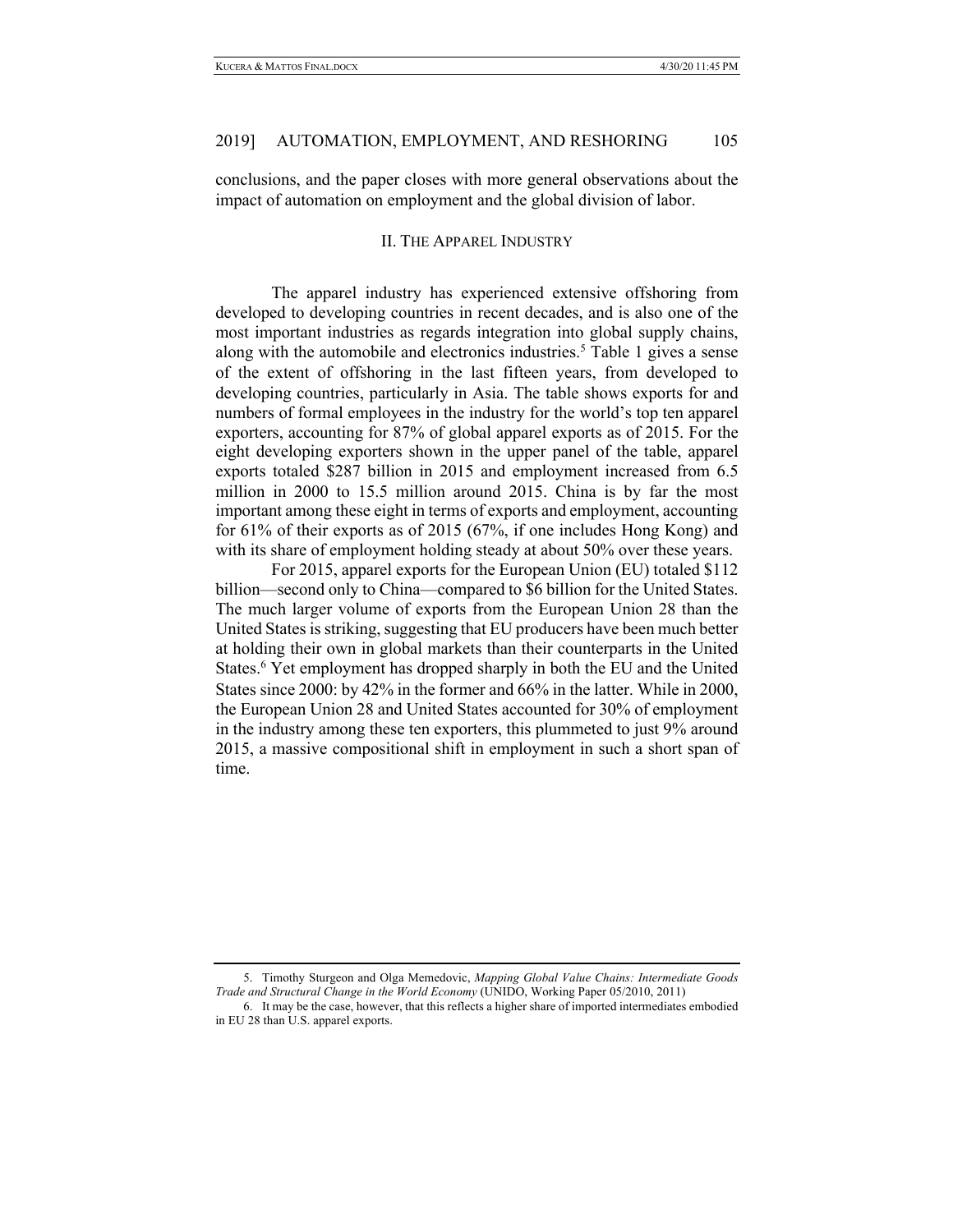conclusions, and the paper closes with more general observations about the impact of automation on employment and the global division of labor.

## II. The Apparel Industry

The apparel industry has experienced extensive offshoring from developed to developing countries in recent decades, and is also one of the most important industries as regards integration into global supply chains, along with the automobile and electronics industries.[5] Table 1 gives a sense of the extent of offshoring in the last fifteen years, from developed to developing countries, particularly in Asia. The table shows exports for and numbers of formal employees in the industry for the world's top ten apparel exporters, accounting for 87% of global apparel exports as of 2015. For the eight developing exporters shown in the upper panel of the table, apparel exports totaled $287 billion in 2015 and employment increased from 6.5 million in 2000 to 15.5 million around 2015. China is by far the most important among these eight in terms of exports and employment, accounting for 61% of their exports as of 2015 (67%, if one includes Hong Kong) and with its share of employment holding steady at about 50% over these years.

For 2015, apparel exports for the European Union (EU) totaled $112 billion—second only to China—compared to $6 billion for the United States. The much larger volume of exports from the European Union 28 than the United States is striking, suggesting that EU producers have been much better at holding their own in global markets than their counterparts in the United States.[6] Yet employment has dropped sharply in both the EU and the United States since 2000: by 42% in the former and 66% in the latter. While in 2000, the European Union 28 and United States accounted for 30% of employment in the industry among these ten exporters, this plummeted to just 9% around 2015, a massive compositional shift in employment in such a short span of time.

---

5. Timothy Sturgeon and Olga Memedovic, *Mapping Global Value Chains: Intermediate Goods Trade and Structural Change in the World Economy* (UNIDO, Working Paper 05/2010, 2011)

6. It may be the case, however, that this reflects a higher share of imported intermediates embodied in EU 28 than U.S. apparel exports.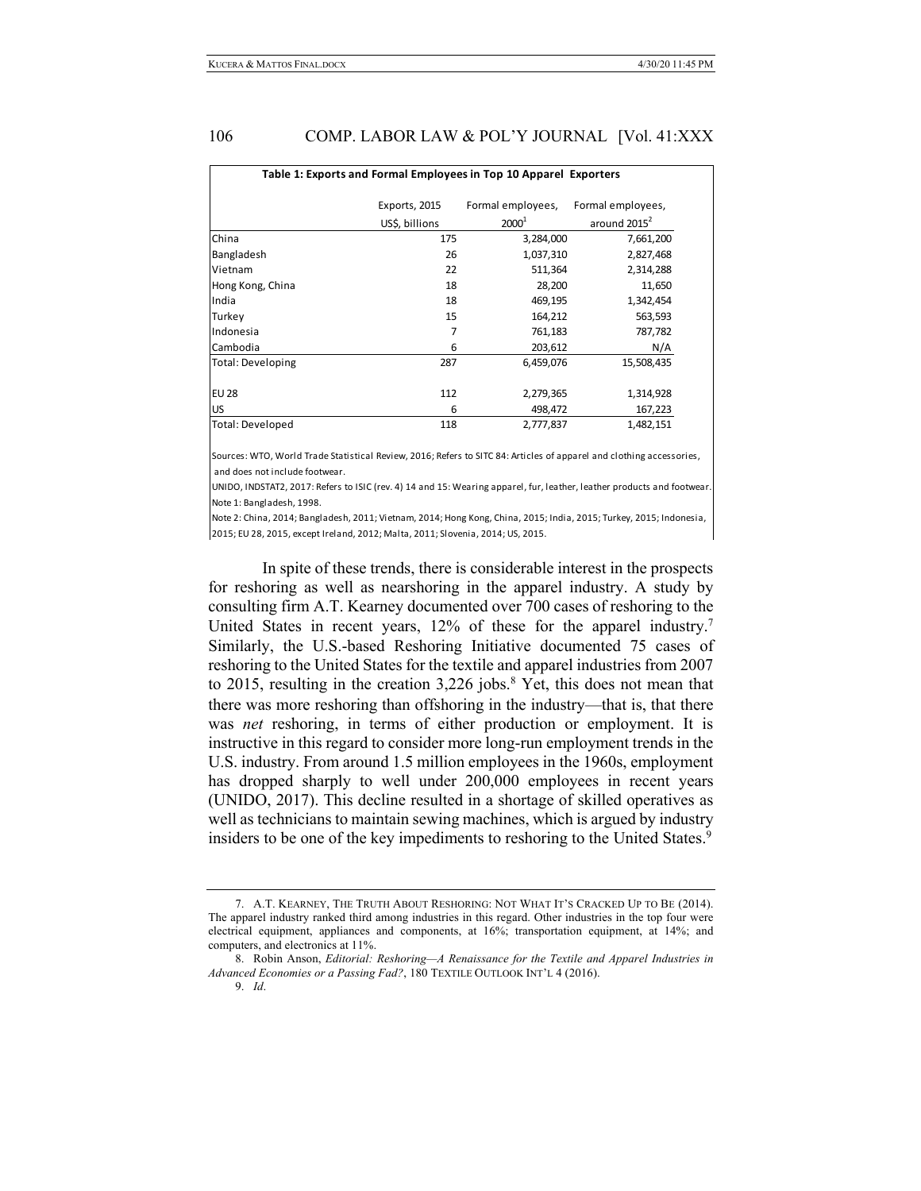**Table 1: Exports and Formal Employees in Top 10 Apparel Exporters**

| | Exports, 2015 US$, billions | Formal employees, 2000[1] | Formal employees, around 2015[2] |
|---|---|---|---|
| China | 175 | 3,284,000 | 7,661,200 |
| Bangladesh | 26 | 1,037,310 | 2,827,468 |
| Vietnam | 22 | 511,364 | 2,314,288 |
| Hong Kong, China | 18 | 28,200 | 11,650 |
| India | 18 | 469,195 | 1,342,454 |
| Turkey | 15 | 164,212 | 563,593 |
| Indonesia | 7 | 761,183 | 787,782 |
| Cambodia | 6 | 203,612 | N/A |
| Total: Developing | 287 | 6,459,076 | 15,508,435 |
| | | | |
| EU 28 | 112 | 2,279,365 | 1,314,928 |
| US | 6 | 498,472 | 167,223 |
| Total: Developed | 118 | 2,777,837 | 1,482,151 |

Sources: WTO, World Trade Statistical Review, 2016; Refers to SITC 84: Articles of apparel and clothing accessories, and does not include footwear.

UNIDO, INDSTAT2, 2017: Refers to ISIC (rev. 4) 14 and 15: Wearing apparel, fur, leather, leather products and footwear.

Note 1: Bangladesh, 1998.

Note 2: China, 2014; Bangladesh, 2011; Vietnam, 2014; Hong Kong, China, 2015; India, 2015; Turkey, 2015; Indonesia, 2015; EU 28, 2015, except Ireland, 2012; Malta, 2011; Slovenia, 2014; US, 2015.

In spite of these trends, there is considerable interest in the prospects for reshoring as well as nearshoring in the apparel industry. A study by consulting firm A.T. Kearney documented over 700 cases of reshoring to the United States in recent years, 12% of these for the apparel industry.[7] Similarly, the U.S.-based Reshoring Initiative documented 75 cases of reshoring to the United States for the textile and apparel industries from 2007 to 2015, resulting in the creation 3,226 jobs.[8] Yet, this does not mean that there was more reshoring than offshoring in the industry—that is, that there was *net* reshoring, in terms of either production or employment. It is instructive in this regard to consider more long-run employment trends in the U.S. industry. From around 1.5 million employees in the 1960s, employment has dropped sharply to well under 200,000 employees in recent years (UNIDO, 2017). This decline resulted in a shortage of skilled operatives as well as technicians to maintain sewing machines, which is argued by industry insiders to be one of the key impediments to reshoring to the United States.[9]

---

7. A.T. KEARNEY, THE TRUTH ABOUT RESHORING: NOT WHAT IT'S CRACKED UP TO BE (2014). The apparel industry ranked third among industries in this regard. Other industries in the top four were electrical equipment, appliances and components, at 16%; transportation equipment, at 14%; and computers, and electronics at 11%.

8. Robin Anson, *Editorial: Reshoring—A Renaissance for the Textile and Apparel Industries in Advanced Economies or a Passing Fad?*, 180 TEXTILE OUTLOOK INT'L 4 (2016).

9. *Id.*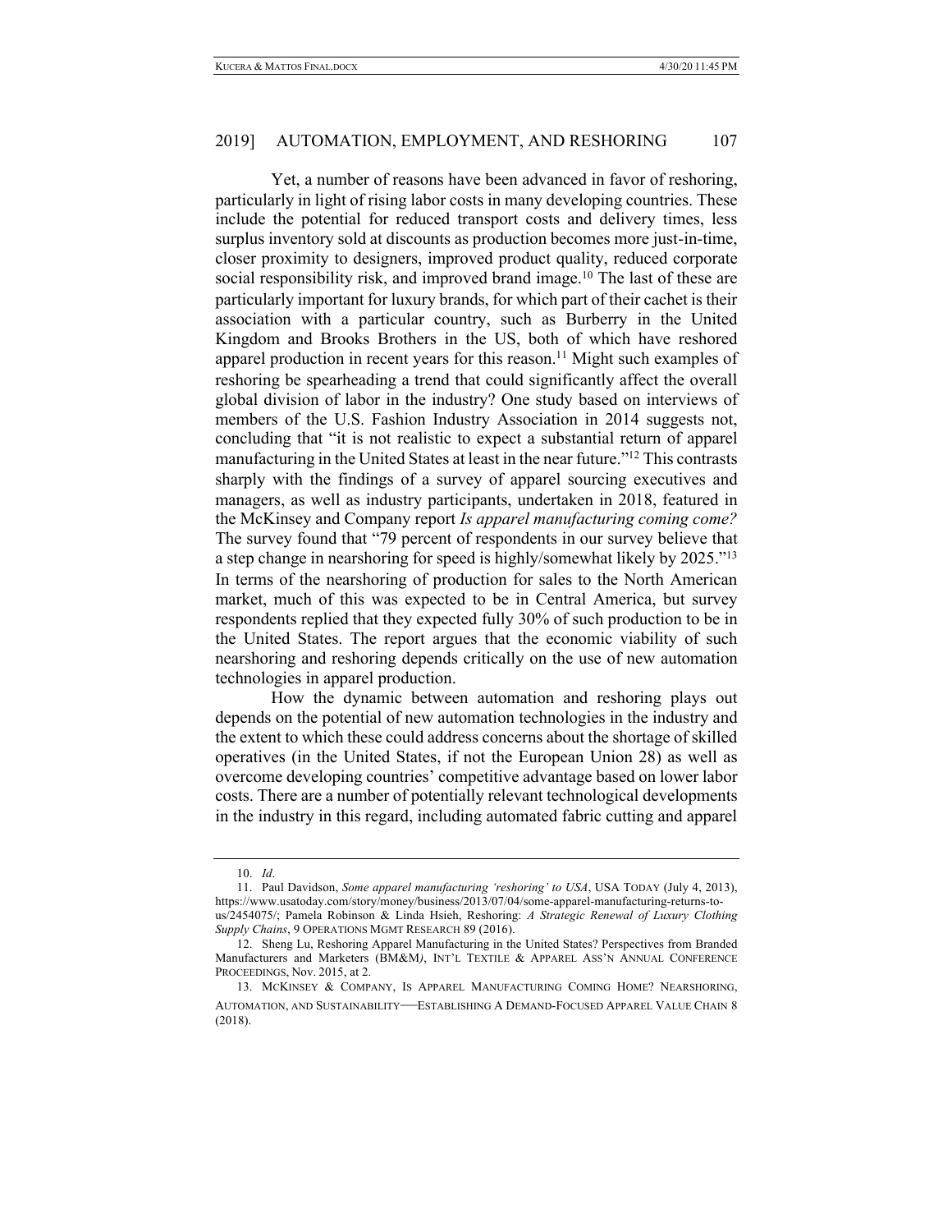Yet, a number of reasons have been advanced in favor of reshoring, particularly in light of rising labor costs in many developing countries. These include the potential for reduced transport costs and delivery times, less surplus inventory sold at discounts as production becomes more just-in-time, closer proximity to designers, improved product quality, reduced corporate social responsibility risk, and improved brand image.[10] The last of these are particularly important for luxury brands, for which part of their cachet is their association with a particular country, such as Burberry in the United Kingdom and Brooks Brothers in the US, both of which have reshored apparel production in recent years for this reason.[11] Might such examples of reshoring be spearheading a trend that could significantly affect the overall global division of labor in the industry? One study based on interviews of members of the U.S. Fashion Industry Association in 2014 suggests not, concluding that "it is not realistic to expect a substantial return of apparel manufacturing in the United States at least in the near future."[12] This contrasts sharply with the findings of a survey of apparel sourcing executives and managers, as well as industry participants, undertaken in 2018, featured in the McKinsey and Company report *Is apparel manufacturing coming come?* The survey found that "79 percent of respondents in our survey believe that a step change in nearshoring for speed is highly/somewhat likely by 2025."[13] In terms of the nearshoring of production for sales to the North American market, much of this was expected to be in Central America, but survey respondents replied that they expected fully 30% of such production to be in the United States. The report argues that the economic viability of such nearshoring and reshoring depends critically on the use of new automation technologies in apparel production.

How the dynamic between automation and reshoring plays out depends on the potential of new automation technologies in the industry and the extent to which these could address concerns about the shortage of skilled operatives (in the United States, if not the European Union 28) as well as overcome developing countries' competitive advantage based on lower labor costs. There are a number of potentially relevant technological developments in the industry in this regard, including automated fabric cutting and apparel

---

10. *Id*.

11. Paul Davidson, *Some apparel manufacturing 'reshoring' to USA*, USA TODAY (July 4, 2013), https://www.usatoday.com/story/money/business/2013/07/04/some-apparel-manufacturing-returns-to-us/2454075/; Pamela Robinson & Linda Hsieh, Reshoring: *A Strategic Renewal of Luxury Clothing Supply Chains*, 9 OPERATIONS MGMT RESEARCH 89 (2016).

12. Sheng Lu, Reshoring Apparel Manufacturing in the United States? Perspectives from Branded Manufacturers and Marketers (BM&M*)*, INT'L TEXTILE & APPAREL ASS'N ANNUAL CONFERENCE PROCEEDINGS, Nov. 2015, at 2.

13. MCKINSEY & COMPANY, IS APPAREL MANUFACTURING COMING HOME? NEARSHORING, AUTOMATION, AND SUSTAINABILITY—ESTABLISHING A DEMAND-FOCUSED APPAREL VALUE CHAIN 8 (2018).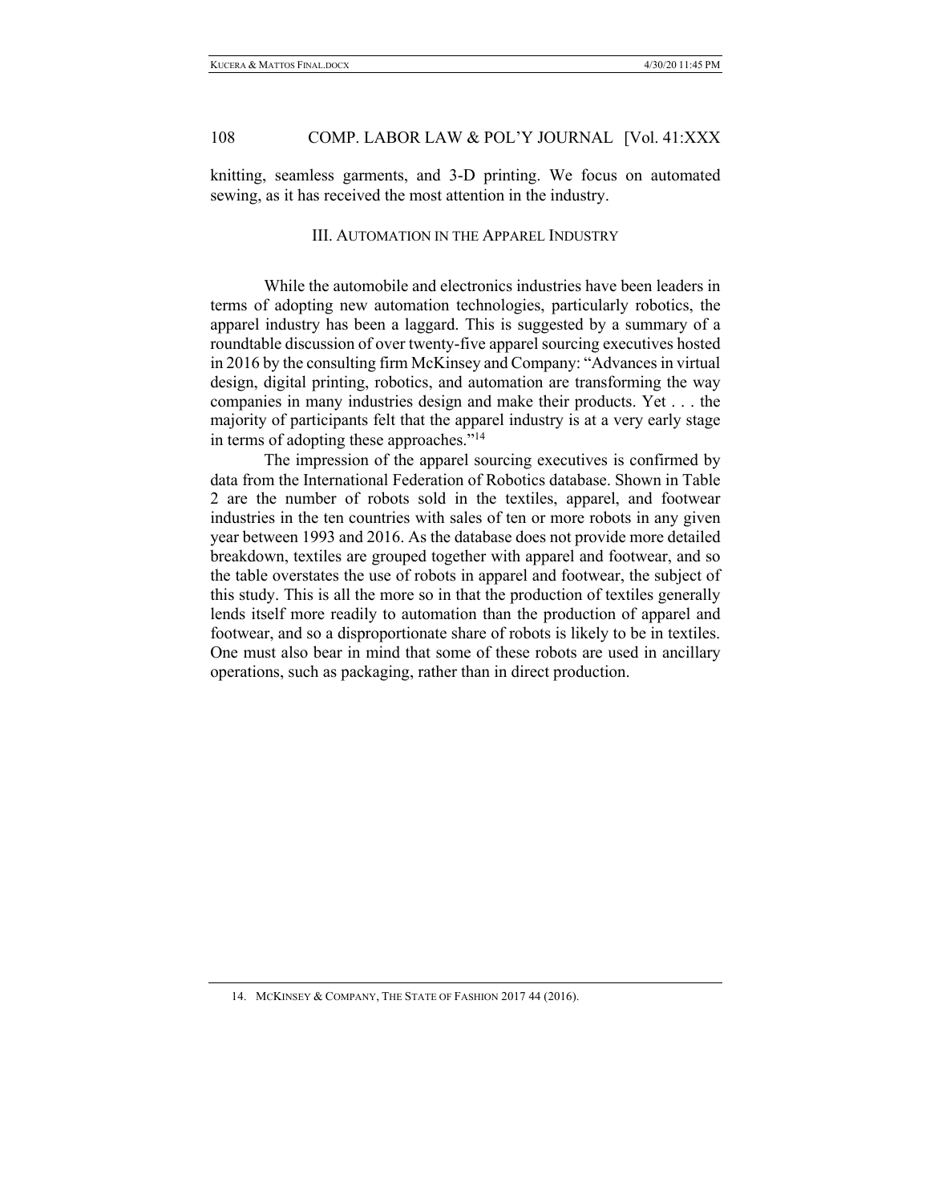knitting, seamless garments, and 3-D printing. We focus on automated sewing, as it has received the most attention in the industry.

## III. Automation in the Apparel Industry

While the automobile and electronics industries have been leaders in terms of adopting new automation technologies, particularly robotics, the apparel industry has been a laggard. This is suggested by a summary of a roundtable discussion of over twenty-five apparel sourcing executives hosted in 2016 by the consulting firm McKinsey and Company: "Advances in virtual design, digital printing, robotics, and automation are transforming the way companies in many industries design and make their products. Yet . . . the majority of participants felt that the apparel industry is at a very early stage in terms of adopting these approaches."[14]

The impression of the apparel sourcing executives is confirmed by data from the International Federation of Robotics database. Shown in Table 2 are the number of robots sold in the textiles, apparel, and footwear industries in the ten countries with sales of ten or more robots in any given year between 1993 and 2016. As the database does not provide more detailed breakdown, textiles are grouped together with apparel and footwear, and so the table overstates the use of robots in apparel and footwear, the subject of this study. This is all the more so in that the production of textiles generally lends itself more readily to automation than the production of apparel and footwear, and so a disproportionate share of robots is likely to be in textiles. One must also bear in mind that some of these robots are used in ancillary operations, such as packaging, rather than in direct production.

---

14. McKinsey & Company, The State of Fashion 2017 44 (2016).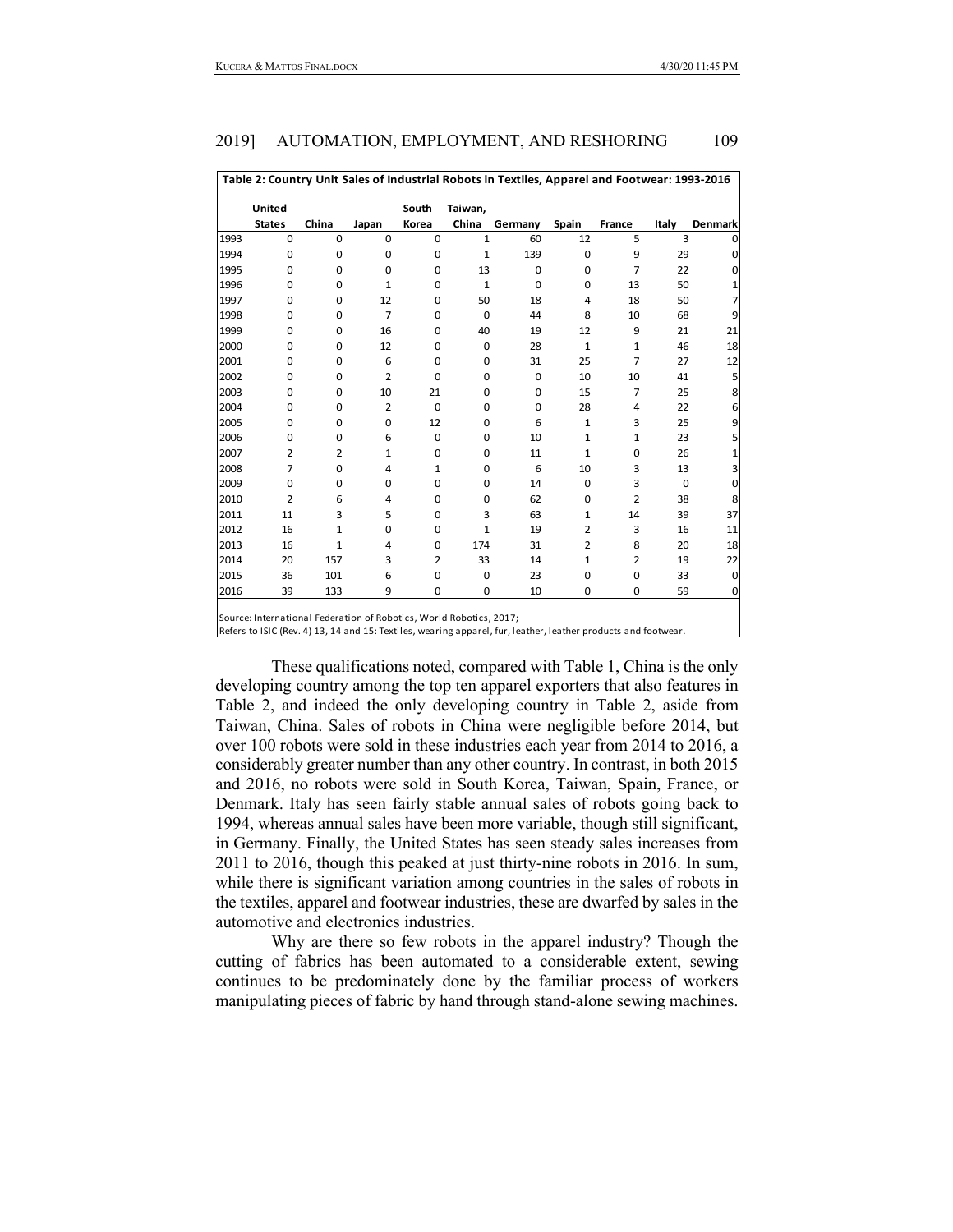**Table 2: Country Unit Sales of Industrial Robots in Textiles, Apparel and Footwear: 1993-2016**

| | United States | China | Japan | South Korea | Taiwan, China | Germany | Spain | France | Italy | Denmark |
|---|---|---|---|---|---|---|---|---|---|---|
| 1993 | 0 | 0 | 0 | 0 | 1 | 60 | 12 | 5 | 3 | 0 |
| 1994 | 0 | 0 | 0 | 0 | 1 | 139 | 0 | 9 | 29 | 0 |
| 1995 | 0 | 0 | 0 | 0 | 13 | 0 | 0 | 7 | 22 | 0 |
| 1996 | 0 | 0 | 1 | 0 | 1 | 0 | 0 | 13 | 50 | 1 |
| 1997 | 0 | 0 | 12 | 0 | 50 | 18 | 4 | 18 | 50 | 7 |
| 1998 | 0 | 0 | 7 | 0 | 0 | 44 | 8 | 10 | 68 | 9 |
| 1999 | 0 | 0 | 16 | 0 | 40 | 19 | 12 | 9 | 21 | 21 |
| 2000 | 0 | 0 | 12 | 0 | 0 | 28 | 1 | 1 | 46 | 18 |
| 2001 | 0 | 0 | 6 | 0 | 0 | 31 | 25 | 7 | 27 | 12 |
| 2002 | 0 | 0 | 2 | 0 | 0 | 0 | 10 | 10 | 41 | 5 |
| 2003 | 0 | 0 | 10 | 21 | 0 | 0 | 15 | 7 | 25 | 8 |
| 2004 | 0 | 0 | 2 | 0 | 0 | 0 | 28 | 4 | 22 | 6 |
| 2005 | 0 | 0 | 0 | 12 | 0 | 6 | 1 | 3 | 25 | 9 |
| 2006 | 0 | 0 | 6 | 0 | 0 | 10 | 1 | 1 | 23 | 5 |
| 2007 | 2 | 2 | 1 | 0 | 0 | 11 | 1 | 0 | 26 | 1 |
| 2008 | 7 | 0 | 4 | 1 | 0 | 6 | 10 | 3 | 13 | 3 |
| 2009 | 0 | 0 | 0 | 0 | 0 | 14 | 0 | 3 | 0 | 0 |
| 2010 | 2 | 6 | 4 | 0 | 0 | 62 | 0 | 2 | 38 | 8 |
| 2011 | 11 | 3 | 5 | 0 | 3 | 63 | 1 | 14 | 39 | 37 |
| 2012 | 16 | 1 | 0 | 0 | 1 | 19 | 2 | 3 | 16 | 11 |
| 2013 | 16 | 1 | 4 | 0 | 174 | 31 | 2 | 8 | 20 | 18 |
| 2014 | 20 | 157 | 3 | 2 | 33 | 14 | 1 | 2 | 19 | 22 |
| 2015 | 36 | 101 | 6 | 0 | 0 | 23 | 0 | 0 | 33 | 0 |
| 2016 | 39 | 133 | 9 | 0 | 0 | 10 | 0 | 0 | 59 | 0 |

Source: International Federation of Robotics, World Robotics, 2017;
Refers to ISIC (Rev. 4) 13, 14 and 15: Textiles, wearing apparel, fur, leather, leather products and footwear.

These qualifications noted, compared with Table 1, China is the only developing country among the top ten apparel exporters that also features in Table 2, and indeed the only developing country in Table 2, aside from Taiwan, China. Sales of robots in China were negligible before 2014, but over 100 robots were sold in these industries each year from 2014 to 2016, a considerably greater number than any other country. In contrast, in both 2015 and 2016, no robots were sold in South Korea, Taiwan, Spain, France, or Denmark. Italy has seen fairly stable annual sales of robots going back to 1994, whereas annual sales have been more variable, though still significant, in Germany. Finally, the United States has seen steady sales increases from 2011 to 2016, though this peaked at just thirty-nine robots in 2016. In sum, while there is significant variation among countries in the sales of robots in the textiles, apparel and footwear industries, these are dwarfed by sales in the automotive and electronics industries.

Why are there so few robots in the apparel industry? Though the cutting of fabrics has been automated to a considerable extent, sewing continues to be predominately done by the familiar process of workers manipulating pieces of fabric by hand through stand-alone sewing machines.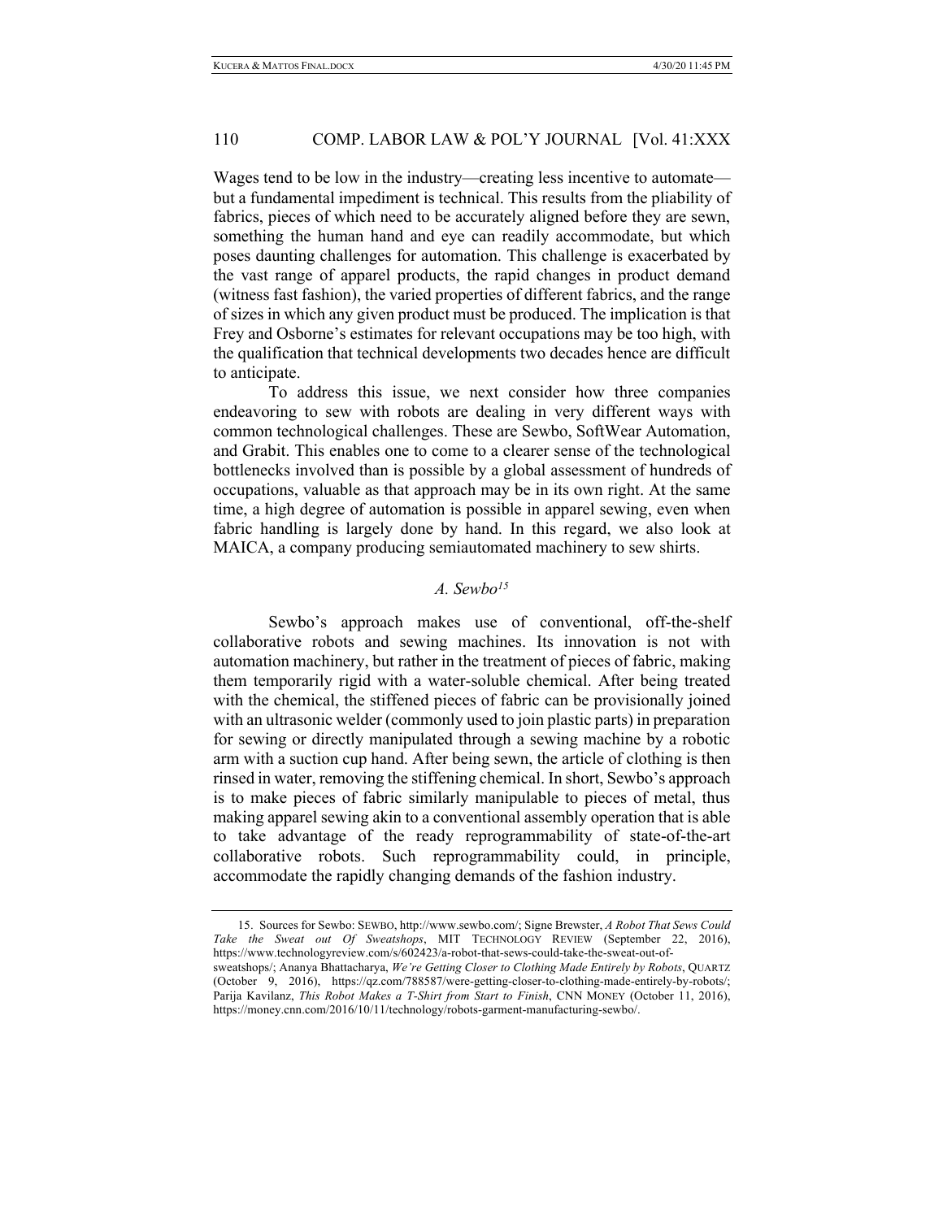Wages tend to be low in the industry—creating less incentive to automate—but a fundamental impediment is technical. This results from the pliability of fabrics, pieces of which need to be accurately aligned before they are sewn, something the human hand and eye can readily accommodate, but which poses daunting challenges for automation. This challenge is exacerbated by the vast range of apparel products, the rapid changes in product demand (witness fast fashion), the varied properties of different fabrics, and the range of sizes in which any given product must be produced. The implication is that Frey and Osborne's estimates for relevant occupations may be too high, with the qualification that technical developments two decades hence are difficult to anticipate.

To address this issue, we next consider how three companies endeavoring to sew with robots are dealing in very different ways with common technological challenges. These are Sewbo, SoftWear Automation, and Grabit. This enables one to come to a clearer sense of the technological bottlenecks involved than is possible by a global assessment of hundreds of occupations, valuable as that approach may be in its own right. At the same time, a high degree of automation is possible in apparel sewing, even when fabric handling is largely done by hand. In this regard, we also look at MAICA, a company producing semiautomated machinery to sew shirts.

### *A. Sewbo*[15]

Sewbo's approach makes use of conventional, off-the-shelf collaborative robots and sewing machines. Its innovation is not with automation machinery, but rather in the treatment of pieces of fabric, making them temporarily rigid with a water-soluble chemical. After being treated with the chemical, the stiffened pieces of fabric can be provisionally joined with an ultrasonic welder (commonly used to join plastic parts) in preparation for sewing or directly manipulated through a sewing machine by a robotic arm with a suction cup hand. After being sewn, the article of clothing is then rinsed in water, removing the stiffening chemical. In short, Sewbo's approach is to make pieces of fabric similarly manipulable to pieces of metal, thus making apparel sewing akin to a conventional assembly operation that is able to take advantage of the ready reprogrammability of state-of-the-art collaborative robots. Such reprogrammability could, in principle, accommodate the rapidly changing demands of the fashion industry.

---

15. Sources for Sewbo: SEWBO, http://www.sewbo.com/; Signe Brewster, *A Robot That Sews Could Take the Sweat out Of Sweatshops*, MIT TECHNOLOGY REVIEW (September 22, 2016), https://www.technologyreview.com/s/602423/a-robot-that-sews-could-take-the-sweat-out-of-sweatshops/; Ananya Bhattacharya, *We're Getting Closer to Clothing Made Entirely by Robots*, QUARTZ (October 9, 2016), https://qz.com/788587/were-getting-closer-to-clothing-made-entirely-by-robots/; Parija Kavilanz, *This Robot Makes a T-Shirt from Start to Finish*, CNN MONEY (October 11, 2016), https://money.cnn.com/2016/10/11/technology/robots-garment-manufacturing-sewbo/.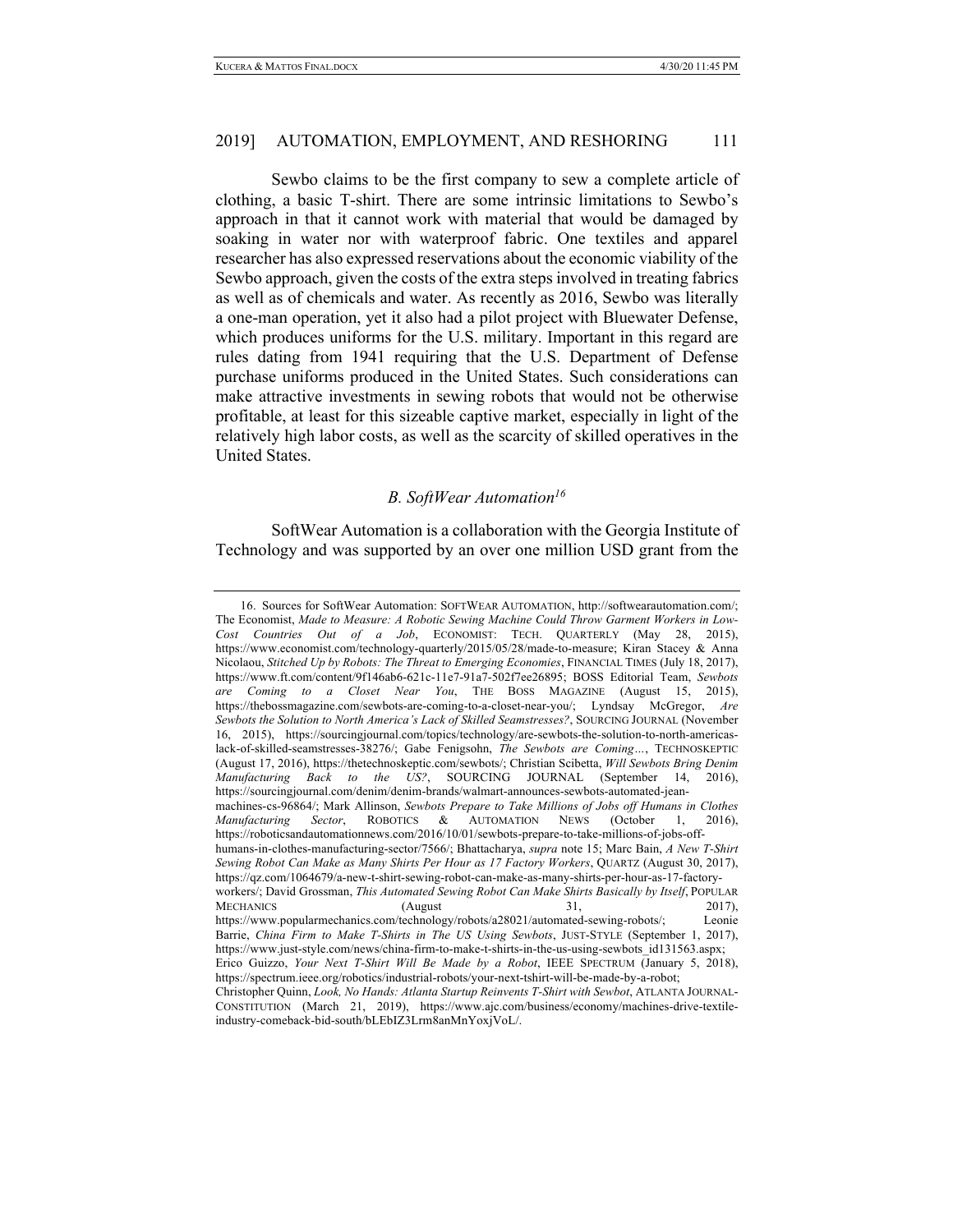Sewbo claims to be the first company to sew a complete article of clothing, a basic T-shirt. There are some intrinsic limitations to Sewbo's approach in that it cannot work with material that would be damaged by soaking in water nor with waterproof fabric. One textiles and apparel researcher has also expressed reservations about the economic viability of the Sewbo approach, given the costs of the extra steps involved in treating fabrics as well as of chemicals and water. As recently as 2016, Sewbo was literally a one-man operation, yet it also had a pilot project with Bluewater Defense, which produces uniforms for the U.S. military. Important in this regard are rules dating from 1941 requiring that the U.S. Department of Defense purchase uniforms produced in the United States. Such considerations can make attractive investments in sewing robots that would not be otherwise profitable, at least for this sizeable captive market, especially in light of the relatively high labor costs, as well as the scarcity of skilled operatives in the United States.

### *B. SoftWear Automation*[16]

SoftWear Automation is a collaboration with the Georgia Institute of Technology and was supported by an over one million USD grant from the

---

16. Sources for SoftWear Automation: SOFTWEAR AUTOMATION, http://softwearautomation.com/; The Economist, *Made to Measure: A Robotic Sewing Machine Could Throw Garment Workers in Low-Cost Countries Out of a Job*, ECONOMIST: TECH. QUARTERLY (May 28, 2015), https://www.economist.com/technology-quarterly/2015/05/28/made-to-measure; Kiran Stacey & Anna Nicolaou, *Stitched Up by Robots: The Threat to Emerging Economies*, FINANCIAL TIMES (July 18, 2017), https://www.ft.com/content/9f146ab6-621c-11e7-91a7-502f7ee26895; BOSS Editorial Team, *Sewbots are Coming to a Closet Near You*, THE BOSS MAGAZINE (August 15, 2015), https://thebossmagazine.com/sewbots-are-coming-to-a-closet-near-you/; Lyndsay McGregor, *Are Sewbots the Solution to North America's Lack of Skilled Seamstresses?*, SOURCING JOURNAL (November 16, 2015), https://sourcingjournal.com/topics/technology/are-sewbots-the-solution-to-north-americas-lack-of-skilled-seamstresses-38276/; Gabe Fenigsohn, *The Sewbots are Coming…*, TECHNOSKEPTIC (August 17, 2016), https://thetechnoskeptic.com/sewbots/; Christian Scibetta, *Will Sewbots Bring Denim Manufacturing Back to the US?*, SOURCING JOURNAL (September 14, 2016), https://sourcingjournal.com/denim/denim-brands/walmart-announces-sewbots-automated-jean-machines-cs-96864/; Mark Allinson, *Sewbots Prepare to Take Millions of Jobs off Humans in Clothes Manufacturing Sector*, ROBOTICS & AUTOMATION NEWS (October 1, 2016), https://roboticsandautomationnews.com/2016/10/01/sewbots-prepare-to-take-millions-of-jobs-off-humans-in-clothes-manufacturing-sector/7566/; Bhattacharya, *supra* note 15; Marc Bain, *A New T-Shirt Sewing Robot Can Make as Many Shirts Per Hour as 17 Factory Workers*, QUARTZ (August 30, 2017), https://qz.com/1064679/a-new-t-shirt-sewing-robot-can-make-as-many-shirts-per-hour-as-17-factory-workers/; David Grossman, *This Automated Sewing Robot Can Make Shirts Basically by Itself*, POPULAR MECHANICS (August 31, 2017), https://www.popularmechanics.com/technology/robots/a28021/automated-sewing-robots/; Leonie Barrie, *China Firm to Make T-Shirts in The US Using Sewbots*, JUST-STYLE (September 1, 2017), https://www.just-style.com/news/china-firm-to-make-t-shirts-in-the-us-using-sewbots_id131563.aspx; Erico Guizzo, *Your Next T-Shirt Will Be Made by a Robot*, IEEE SPECTRUM (January 5, 2018), https://spectrum.ieee.org/robotics/industrial-robots/your-next-tshirt-will-be-made-by-a-robot; Christopher Quinn, *Look, No Hands: Atlanta Startup Reinvents T-Shirt with Sewbot*, ATLANTA JOURNAL-CONSTITUTION (March 21, 2019), https://www.ajc.com/business/economy/machines-drive-textile-industry-comeback-bid-south/bLEbIZ3Lrm8anMnYoxjVoL/.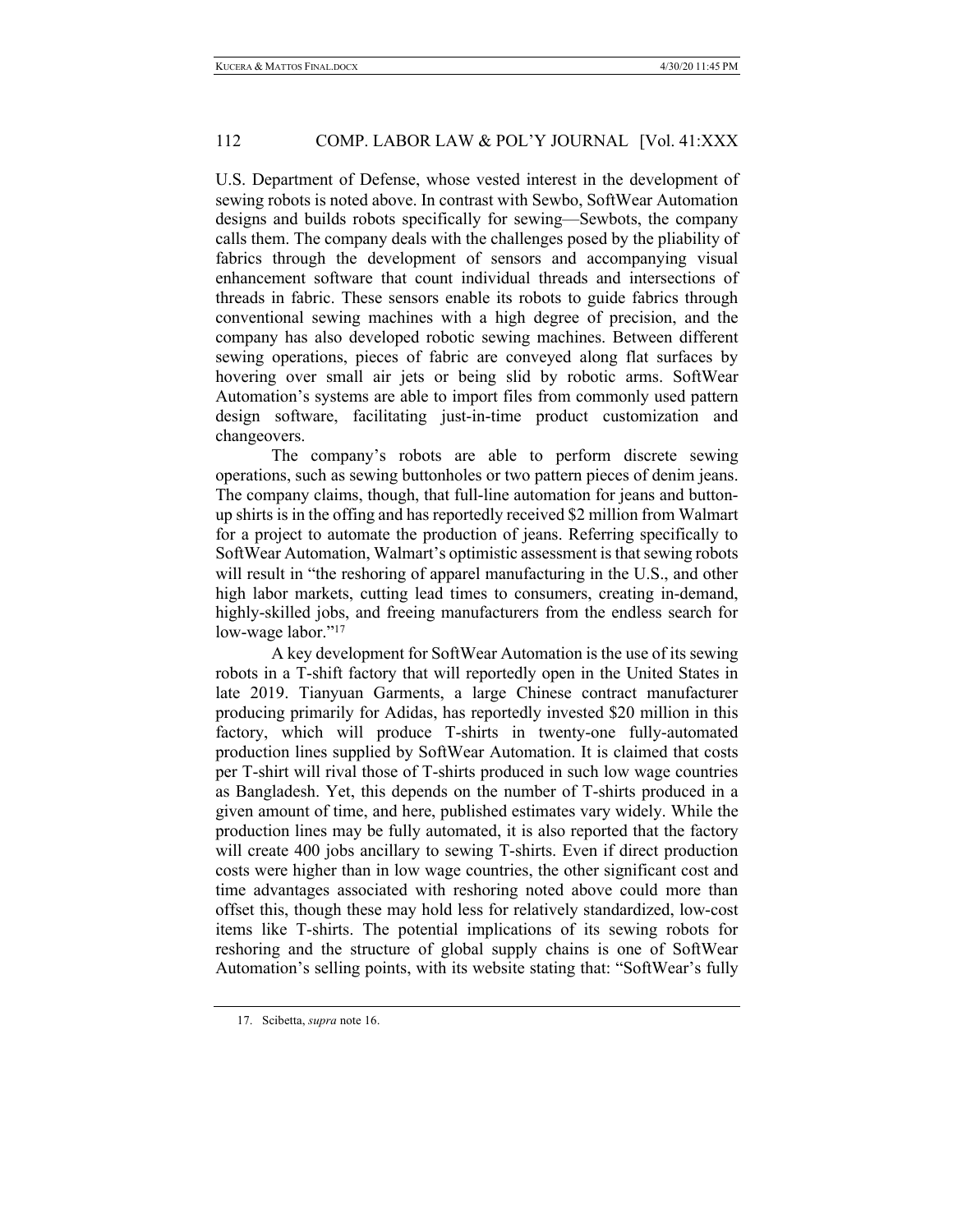U.S. Department of Defense, whose vested interest in the development of sewing robots is noted above. In contrast with Sewbo, SoftWear Automation designs and builds robots specifically for sewing—Sewbots, the company calls them. The company deals with the challenges posed by the pliability of fabrics through the development of sensors and accompanying visual enhancement software that count individual threads and intersections of threads in fabric. These sensors enable its robots to guide fabrics through conventional sewing machines with a high degree of precision, and the company has also developed robotic sewing machines. Between different sewing operations, pieces of fabric are conveyed along flat surfaces by hovering over small air jets or being slid by robotic arms. SoftWear Automation's systems are able to import files from commonly used pattern design software, facilitating just-in-time product customization and changeovers.

The company's robots are able to perform discrete sewing operations, such as sewing buttonholes or two pattern pieces of denim jeans. The company claims, though, that full-line automation for jeans and button-up shirts is in the offing and has reportedly received $2 million from Walmart for a project to automate the production of jeans. Referring specifically to SoftWear Automation, Walmart's optimistic assessment is that sewing robots will result in "the reshoring of apparel manufacturing in the U.S., and other high labor markets, cutting lead times to consumers, creating in-demand, highly-skilled jobs, and freeing manufacturers from the endless search for low-wage labor."[17]

A key development for SoftWear Automation is the use of its sewing robots in a T-shift factory that will reportedly open in the United States in late 2019. Tianyuan Garments, a large Chinese contract manufacturer producing primarily for Adidas, has reportedly invested $20 million in this factory, which will produce T-shirts in twenty-one fully-automated production lines supplied by SoftWear Automation. It is claimed that costs per T-shirt will rival those of T-shirts produced in such low wage countries as Bangladesh. Yet, this depends on the number of T-shirts produced in a given amount of time, and here, published estimates vary widely. While the production lines may be fully automated, it is also reported that the factory will create 400 jobs ancillary to sewing T-shirts. Even if direct production costs were higher than in low wage countries, the other significant cost and time advantages associated with reshoring noted above could more than offset this, though these may hold less for relatively standardized, low-cost items like T-shirts. The potential implications of its sewing robots for reshoring and the structure of global supply chains is one of SoftWear Automation's selling points, with its website stating that: "SoftWear's fully

17. Scibetta, *supra* note 16.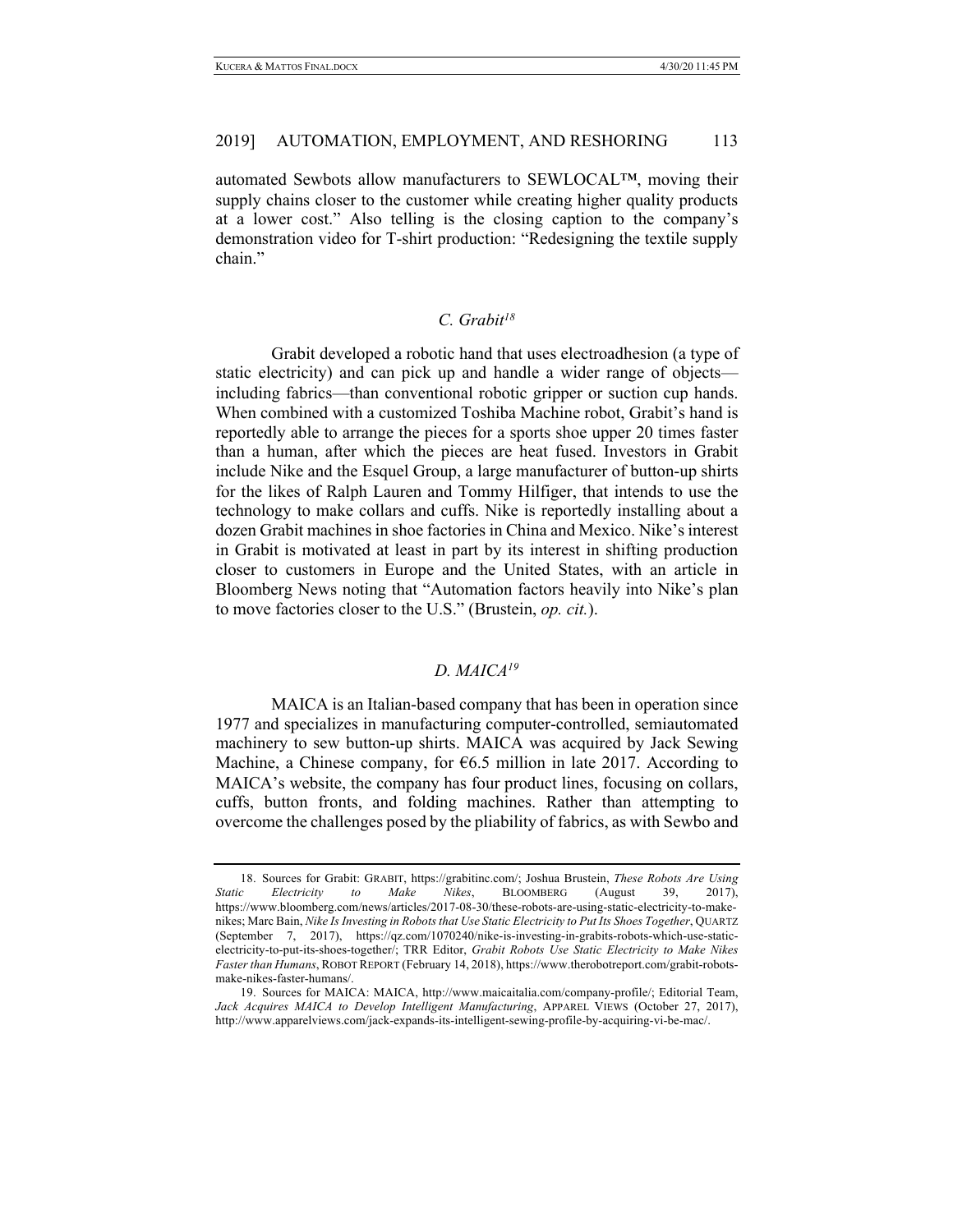automated Sewbots allow manufacturers to SEWLOCAL™, moving their supply chains closer to the customer while creating higher quality products at a lower cost." Also telling is the closing caption to the company's demonstration video for T-shirt production: "Redesigning the textile supply chain."

### *C. Grabit*[18]

Grabit developed a robotic hand that uses electroadhesion (a type of static electricity) and can pick up and handle a wider range of objects—including fabrics—than conventional robotic gripper or suction cup hands. When combined with a customized Toshiba Machine robot, Grabit's hand is reportedly able to arrange the pieces for a sports shoe upper 20 times faster than a human, after which the pieces are heat fused. Investors in Grabit include Nike and the Esquel Group, a large manufacturer of button-up shirts for the likes of Ralph Lauren and Tommy Hilfiger, that intends to use the technology to make collars and cuffs. Nike is reportedly installing about a dozen Grabit machines in shoe factories in China and Mexico. Nike's interest in Grabit is motivated at least in part by its interest in shifting production closer to customers in Europe and the United States, with an article in Bloomberg News noting that "Automation factors heavily into Nike's plan to move factories closer to the U.S." (Brustein, *op. cit.*).

### *D. MAICA*[19]

MAICA is an Italian-based company that has been in operation since 1977 and specializes in manufacturing computer-controlled, semiautomated machinery to sew button-up shirts. MAICA was acquired by Jack Sewing Machine, a Chinese company, for €6.5 million in late 2017. According to MAICA's website, the company has four product lines, focusing on collars, cuffs, button fronts, and folding machines. Rather than attempting to overcome the challenges posed by the pliability of fabrics, as with Sewbo and

---

18. Sources for Grabit: GRABIT, https://grabitinc.com/; Joshua Brustein, *These Robots Are Using Static Electricity to Make Nikes*, BLOOMBERG (August 39, 2017), https://www.bloomberg.com/news/articles/2017-08-30/these-robots-are-using-static-electricity-to-make-nikes; Marc Bain, *Nike Is Investing in Robots that Use Static Electricity to Put Its Shoes Together*, QUARTZ (September 7, 2017), https://qz.com/1070240/nike-is-investing-in-grabits-robots-which-use-static-electricity-to-put-its-shoes-together/; TRR Editor, *Grabit Robots Use Static Electricity to Make Nikes Faster than Humans*, ROBOT REPORT (February 14, 2018), https://www.therobotreport.com/grabit-robots-make-nikes-faster-humans/.

19. Sources for MAICA: MAICA, http://www.maicaitalia.com/company-profile/; Editorial Team, *Jack Acquires MAICA to Develop Intelligent Manufacturing*, APPAREL VIEWS (October 27, 2017), http://www.apparelviews.com/jack-expands-its-intelligent-sewing-profile-by-acquiring-vi-be-mac/.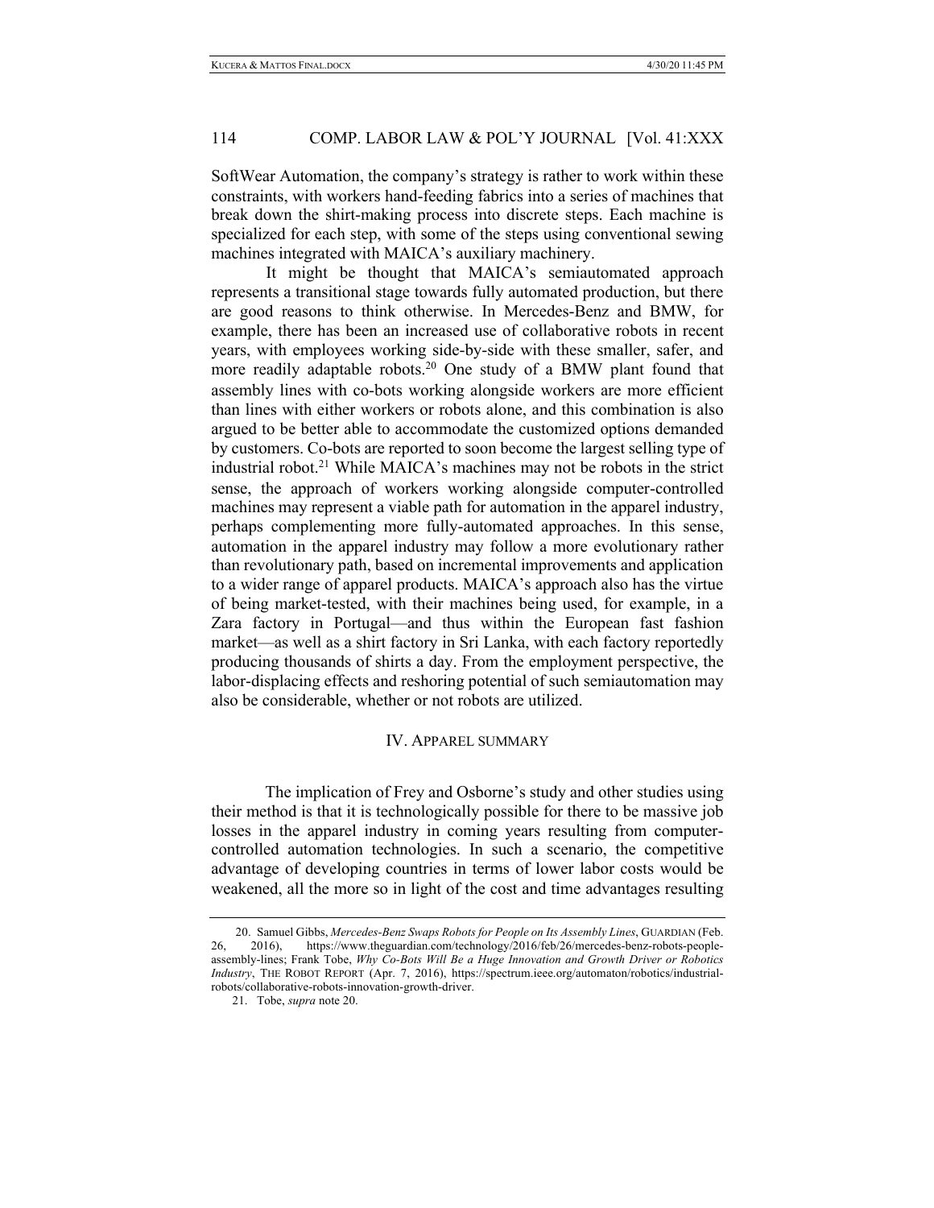SoftWear Automation, the company's strategy is rather to work within these constraints, with workers hand-feeding fabrics into a series of machines that break down the shirt-making process into discrete steps. Each machine is specialized for each step, with some of the steps using conventional sewing machines integrated with MAICA's auxiliary machinery.

It might be thought that MAICA's semiautomated approach represents a transitional stage towards fully automated production, but there are good reasons to think otherwise. In Mercedes-Benz and BMW, for example, there has been an increased use of collaborative robots in recent years, with employees working side-by-side with these smaller, safer, and more readily adaptable robots.[20] One study of a BMW plant found that assembly lines with co-bots working alongside workers are more efficient than lines with either workers or robots alone, and this combination is also argued to be better able to accommodate the customized options demanded by customers. Co-bots are reported to soon become the largest selling type of industrial robot.[21] While MAICA's machines may not be robots in the strict sense, the approach of workers working alongside computer-controlled machines may represent a viable path for automation in the apparel industry, perhaps complementing more fully-automated approaches. In this sense, automation in the apparel industry may follow a more evolutionary rather than revolutionary path, based on incremental improvements and application to a wider range of apparel products. MAICA's approach also has the virtue of being market-tested, with their machines being used, for example, in a Zara factory in Portugal—and thus within the European fast fashion market—as well as a shirt factory in Sri Lanka, with each factory reportedly producing thousands of shirts a day. From the employment perspective, the labor-displacing effects and reshoring potential of such semiautomation may also be considerable, whether or not robots are utilized.

## IV. Apparel Summary

The implication of Frey and Osborne's study and other studies using their method is that it is technologically possible for there to be massive job losses in the apparel industry in coming years resulting from computer-controlled automation technologies. In such a scenario, the competitive advantage of developing countries in terms of lower labor costs would be weakened, all the more so in light of the cost and time advantages resulting

---

20. Samuel Gibbs, *Mercedes-Benz Swaps Robots for People on Its Assembly Lines*, GUARDIAN (Feb. 26, 2016), https://www.theguardian.com/technology/2016/feb/26/mercedes-benz-robots-people-assembly-lines; Frank Tobe, *Why Co-Bots Will Be a Huge Innovation and Growth Driver or Robotics Industry*, THE ROBOT REPORT (Apr. 7, 2016), https://spectrum.ieee.org/automaton/robotics/industrial-robots/collaborative-robots-innovation-growth-driver.

21. Tobe, *supra* note 20.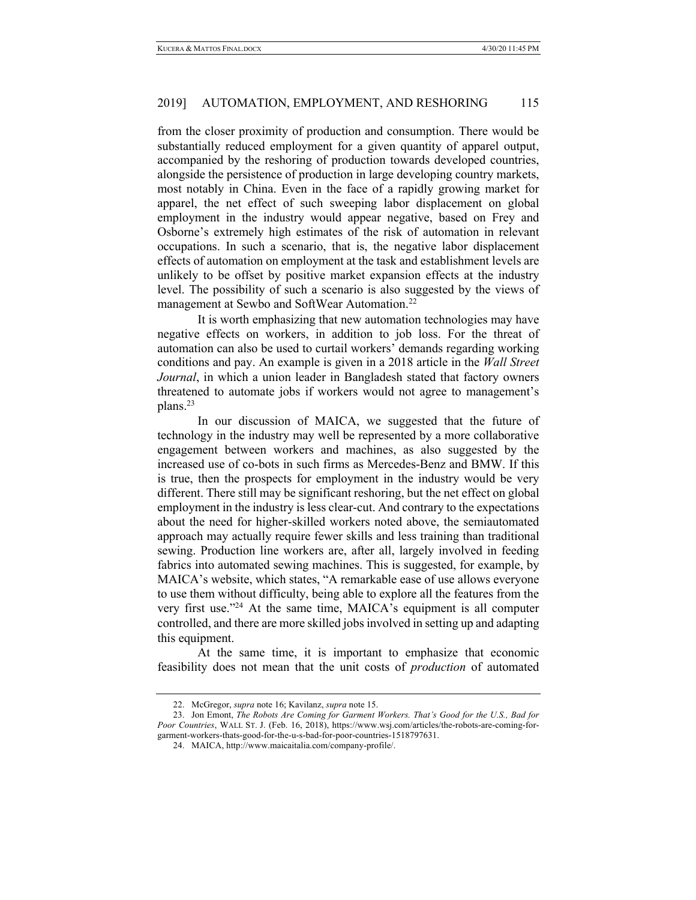from the closer proximity of production and consumption. There would be substantially reduced employment for a given quantity of apparel output, accompanied by the reshoring of production towards developed countries, alongside the persistence of production in large developing country markets, most notably in China. Even in the face of a rapidly growing market for apparel, the net effect of such sweeping labor displacement on global employment in the industry would appear negative, based on Frey and Osborne's extremely high estimates of the risk of automation in relevant occupations. In such a scenario, that is, the negative labor displacement effects of automation on employment at the task and establishment levels are unlikely to be offset by positive market expansion effects at the industry level. The possibility of such a scenario is also suggested by the views of management at Sewbo and SoftWear Automation.[22]

It is worth emphasizing that new automation technologies may have negative effects on workers, in addition to job loss. For the threat of automation can also be used to curtail workers' demands regarding working conditions and pay. An example is given in a 2018 article in the *Wall Street Journal*, in which a union leader in Bangladesh stated that factory owners threatened to automate jobs if workers would not agree to management's plans.[23]

In our discussion of MAICA, we suggested that the future of technology in the industry may well be represented by a more collaborative engagement between workers and machines, as also suggested by the increased use of co-bots in such firms as Mercedes-Benz and BMW. If this is true, then the prospects for employment in the industry would be very different. There still may be significant reshoring, but the net effect on global employment in the industry is less clear-cut. And contrary to the expectations about the need for higher-skilled workers noted above, the semiautomated approach may actually require fewer skills and less training than traditional sewing. Production line workers are, after all, largely involved in feeding fabrics into automated sewing machines. This is suggested, for example, by MAICA's website, which states, "A remarkable ease of use allows everyone to use them without difficulty, being able to explore all the features from the very first use."[24] At the same time, MAICA's equipment is all computer controlled, and there are more skilled jobs involved in setting up and adapting this equipment.

At the same time, it is important to emphasize that economic feasibility does not mean that the unit costs of *production* of automated

---

22. McGregor, *supra* note 16; Kavilanz, *supra* note 15.

23. Jon Emont, *The Robots Are Coming for Garment Workers. That's Good for the U.S., Bad for Poor Countries*, WALL ST. J. (Feb. 16, 2018), https://www.wsj.com/articles/the-robots-are-coming-for-garment-workers-thats-good-for-the-u-s-bad-for-poor-countries-1518797631.

24. MAICA, http://www.maicaitalia.com/company-profile/.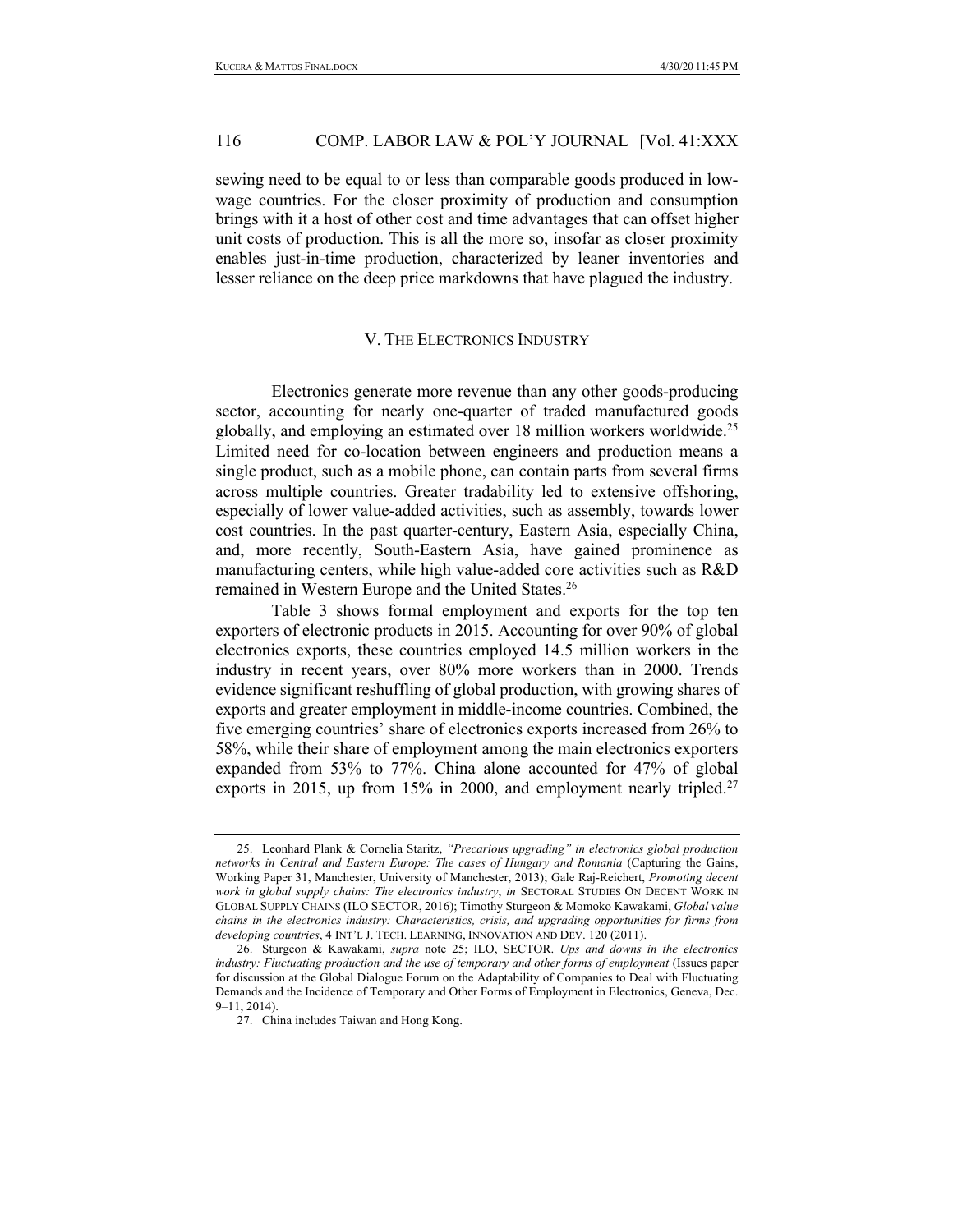sewing need to be equal to or less than comparable goods produced in low-wage countries. For the closer proximity of production and consumption brings with it a host of other cost and time advantages that can offset higher unit costs of production. This is all the more so, insofar as closer proximity enables just-in-time production, characterized by leaner inventories and lesser reliance on the deep price markdowns that have plagued the industry.

## V. The Electronics Industry

Electronics generate more revenue than any other goods-producing sector, accounting for nearly one-quarter of traded manufactured goods globally, and employing an estimated over 18 million workers worldwide.[25] Limited need for co-location between engineers and production means a single product, such as a mobile phone, can contain parts from several firms across multiple countries. Greater tradability led to extensive offshoring, especially of lower value-added activities, such as assembly, towards lower cost countries. In the past quarter-century, Eastern Asia, especially China, and, more recently, South-Eastern Asia, have gained prominence as manufacturing centers, while high value-added core activities such as R&D remained in Western Europe and the United States.[26]

Table 3 shows formal employment and exports for the top ten exporters of electronic products in 2015. Accounting for over 90% of global electronics exports, these countries employed 14.5 million workers in the industry in recent years, over 80% more workers than in 2000. Trends evidence significant reshuffling of global production, with growing shares of exports and greater employment in middle-income countries. Combined, the five emerging countries' share of electronics exports increased from 26% to 58%, while their share of employment among the main electronics exporters expanded from 53% to 77%. China alone accounted for 47% of global exports in 2015, up from 15% in 2000, and employment nearly tripled.[27]

---

25. Leonhard Plank & Cornelia Staritz, *"Precarious upgrading" in electronics global production networks in Central and Eastern Europe: The cases of Hungary and Romania* (Capturing the Gains, Working Paper 31, Manchester, University of Manchester, 2013); Gale Raj-Reichert, *Promoting decent work in global supply chains: The electronics industry*, *in* SECTORAL STUDIES ON DECENT WORK IN GLOBAL SUPPLY CHAINS (ILO SECTOR, 2016); Timothy Sturgeon & Momoko Kawakami, *Global value chains in the electronics industry: Characteristics, crisis, and upgrading opportunities for firms from developing countries*, 4 INT'L J. TECH. LEARNING, INNOVATION AND DEV. 120 (2011).

26. Sturgeon & Kawakami, *supra* note 25; ILO, SECTOR. *Ups and downs in the electronics industry: Fluctuating production and the use of temporary and other forms of employment* (Issues paper for discussion at the Global Dialogue Forum on the Adaptability of Companies to Deal with Fluctuating Demands and the Incidence of Temporary and Other Forms of Employment in Electronics, Geneva, Dec. 9–11, 2014).

27. China includes Taiwan and Hong Kong.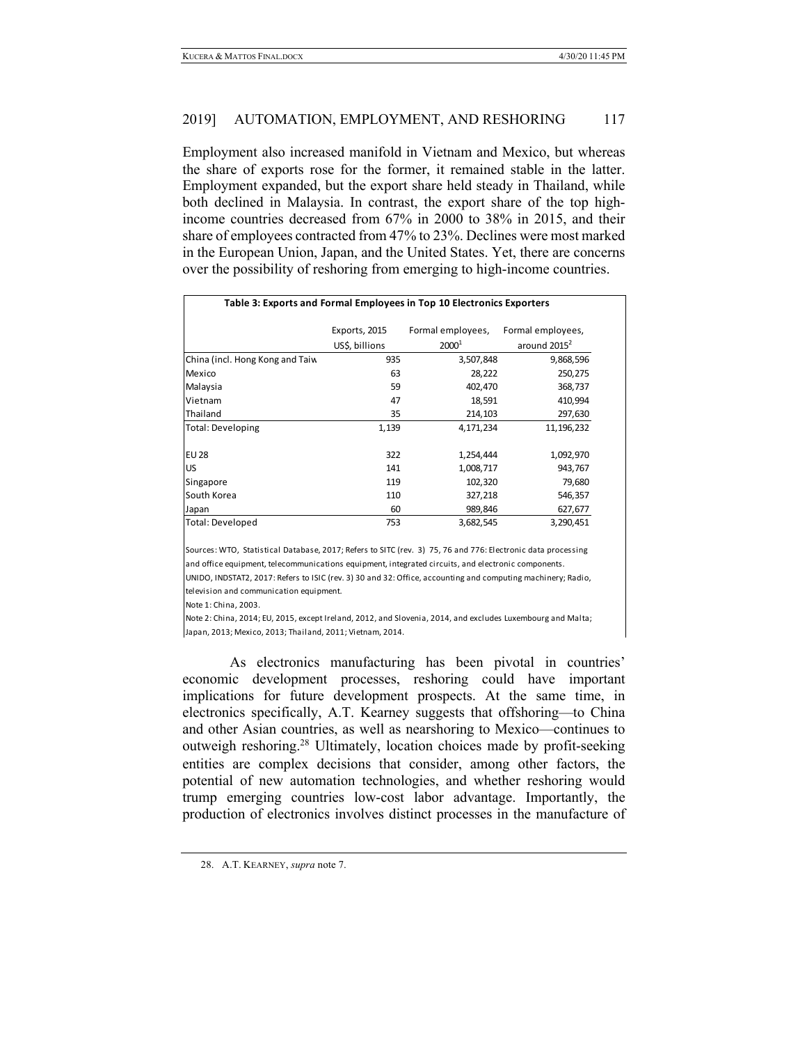Employment also increased manifold in Vietnam and Mexico, but whereas the share of exports rose for the former, it remained stable in the latter. Employment expanded, but the export share held steady in Thailand, while both declined in Malaysia. In contrast, the export share of the top high-income countries decreased from 67% in 2000 to 38% in 2015, and their share of employees contracted from 47% to 23%. Declines were most marked in the European Union, Japan, and the United States. Yet, there are concerns over the possibility of reshoring from emerging to high-income countries.

**Table 3: Exports and Formal Employees in Top 10 Electronics Exporters**

| | Exports, 2015 US$, billions | Formal employees, 2000[1] | Formal employees, around 2015[2] |
|---|---|---|---|
| China (incl. Hong Kong and Taiw | 935 | 3,507,848 | 9,868,596 |
| Mexico | 63 | 28,222 | 250,275 |
| Malaysia | 59 | 402,470 | 368,737 |
| Vietnam | 47 | 18,591 | 410,994 |
| Thailand | 35 | 214,103 | 297,630 |
| Total: Developing | 1,139 | 4,171,234 | 11,196,232 |
| | | | |
| EU 28 | 322 | 1,254,444 | 1,092,970 |
| US | 141 | 1,008,717 | 943,767 |
| Singapore | 119 | 102,320 | 79,680 |
| South Korea | 110 | 327,218 | 546,357 |
| Japan | 60 | 989,846 | 627,677 |
| Total: Developed | 753 | 3,682,545 | 3,290,451 |

Sources: WTO, Statistical Database, 2017; Refers to SITC (rev. 3) 75, 76 and 776: Electronic data processing and office equipment, telecommunications equipment, integrated circuits, and electronic components.
UNIDO, INDSTAT2, 2017: Refers to ISIC (rev. 3) 30 and 32: Office, accounting and computing machinery; Radio, television and communication equipment.
Note 1: China, 2003.
Note 2: China, 2014; EU, 2015, except Ireland, 2012, and Slovenia, 2014, and excludes Luxembourg and Malta; Japan, 2013; Mexico, 2013; Thailand, 2011; Vietnam, 2014.

As electronics manufacturing has been pivotal in countries' economic development processes, reshoring could have important implications for future development prospects. At the same time, in electronics specifically, A.T. Kearney suggests that offshoring—to China and other Asian countries, as well as nearshoring to Mexico—continues to outweigh reshoring.[28] Ultimately, location choices made by profit-seeking entities are complex decisions that consider, among other factors, the potential of new automation technologies, and whether reshoring would trump emerging countries low-cost labor advantage. Importantly, the production of electronics involves distinct processes in the manufacture of

28. A.T. KEARNEY, *supra* note 7.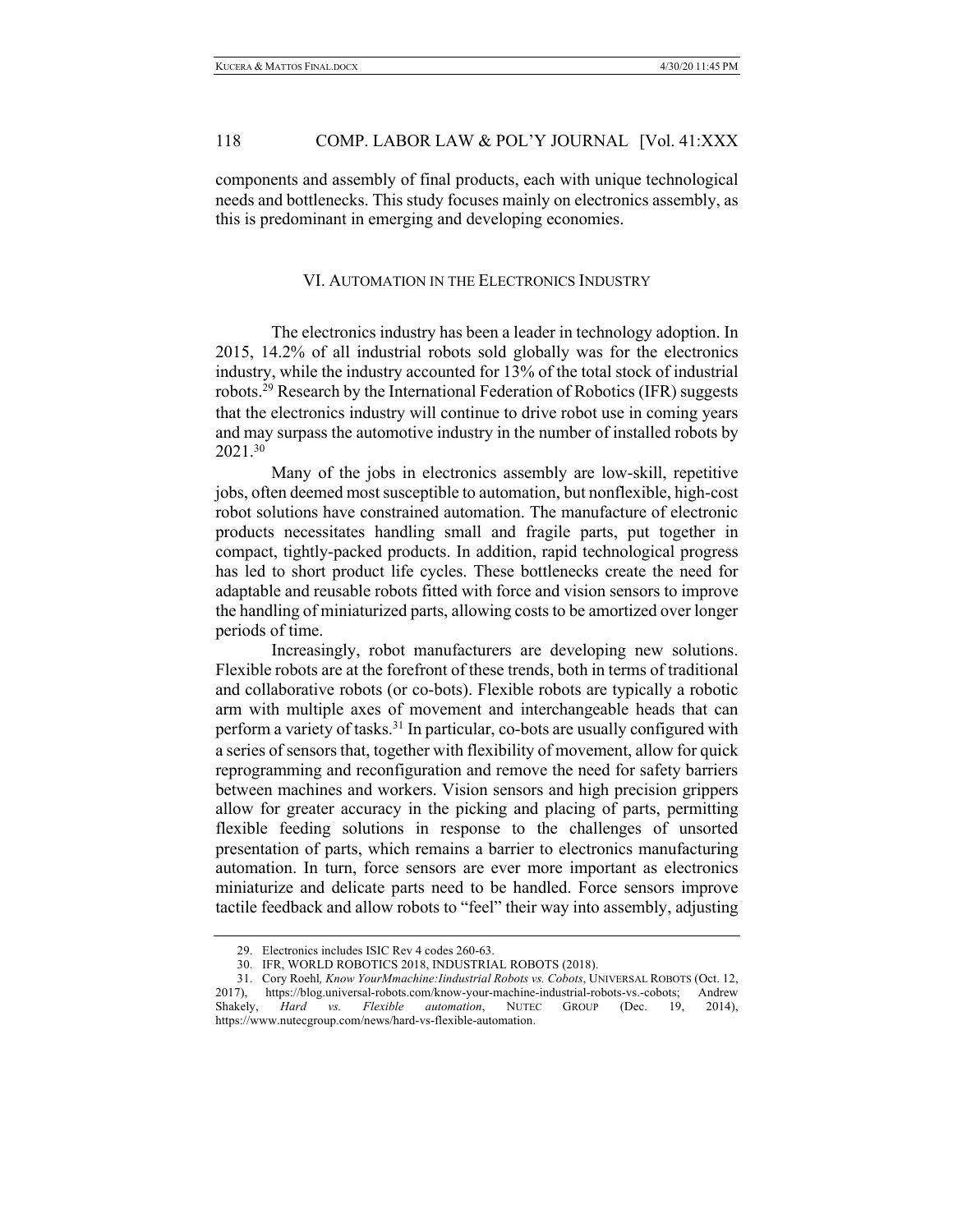components and assembly of final products, each with unique technological needs and bottlenecks. This study focuses mainly on electronics assembly, as this is predominant in emerging and developing economies.

## VI. Automation in the Electronics Industry

The electronics industry has been a leader in technology adoption. In 2015, 14.2% of all industrial robots sold globally was for the electronics industry, while the industry accounted for 13% of the total stock of industrial robots.[29] Research by the International Federation of Robotics (IFR) suggests that the electronics industry will continue to drive robot use in coming years and may surpass the automotive industry in the number of installed robots by 2021.[30]

Many of the jobs in electronics assembly are low-skill, repetitive jobs, often deemed most susceptible to automation, but nonflexible, high-cost robot solutions have constrained automation. The manufacture of electronic products necessitates handling small and fragile parts, put together in compact, tightly-packed products. In addition, rapid technological progress has led to short product life cycles. These bottlenecks create the need for adaptable and reusable robots fitted with force and vision sensors to improve the handling of miniaturized parts, allowing costs to be amortized over longer periods of time.

Increasingly, robot manufacturers are developing new solutions. Flexible robots are at the forefront of these trends, both in terms of traditional and collaborative robots (or co-bots). Flexible robots are typically a robotic arm with multiple axes of movement and interchangeable heads that can perform a variety of tasks.[31] In particular, co-bots are usually configured with a series of sensors that, together with flexibility of movement, allow for quick reprogramming and reconfiguration and remove the need for safety barriers between machines and workers. Vision sensors and high precision grippers allow for greater accuracy in the picking and placing of parts, permitting flexible feeding solutions in response to the challenges of unsorted presentation of parts, which remains a barrier to electronics manufacturing automation. In turn, force sensors are ever more important as electronics miniaturize and delicate parts need to be handled. Force sensors improve tactile feedback and allow robots to "feel" their way into assembly, adjusting

---

29. Electronics includes ISIC Rev 4 codes 260-63.

30. IFR, WORLD ROBOTICS 2018, INDUSTRIAL ROBOTS (2018).

31. Cory Roehl, *Know YourMmachine:Iindustrial Robots vs. Cobots*, UNIVERSAL ROBOTS (Oct. 12, 2017), https://blog.universal-robots.com/know-your-machine-industrial-robots-vs.-cobots; Andrew Shakely, *Hard vs. Flexible automation*, NUTEC GROUP (Dec. 19, 2014), https://www.nutecgroup.com/news/hard-vs-flexible-automation.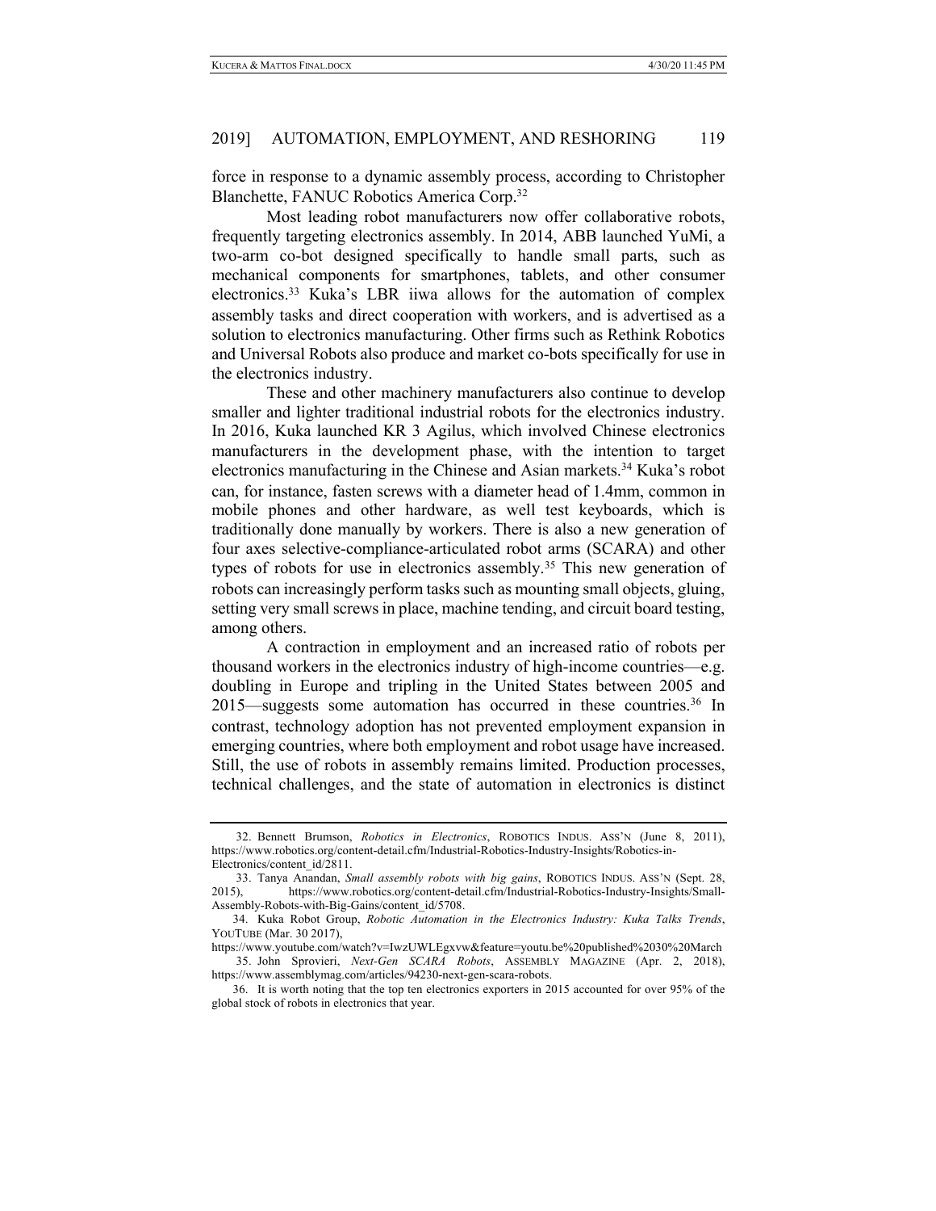force in response to a dynamic assembly process, according to Christopher Blanchette, FANUC Robotics America Corp.[32]

Most leading robot manufacturers now offer collaborative robots, frequently targeting electronics assembly. In 2014, ABB launched YuMi, a two-arm co-bot designed specifically to handle small parts, such as mechanical components for smartphones, tablets, and other consumer electronics.[33] Kuka's LBR iiwa allows for the automation of complex assembly tasks and direct cooperation with workers, and is advertised as a solution to electronics manufacturing. Other firms such as Rethink Robotics and Universal Robots also produce and market co-bots specifically for use in the electronics industry.

These and other machinery manufacturers also continue to develop smaller and lighter traditional industrial robots for the electronics industry. In 2016, Kuka launched KR 3 Agilus, which involved Chinese electronics manufacturers in the development phase, with the intention to target electronics manufacturing in the Chinese and Asian markets.[34] Kuka's robot can, for instance, fasten screws with a diameter head of 1.4mm, common in mobile phones and other hardware, as well test keyboards, which is traditionally done manually by workers. There is also a new generation of four axes selective-compliance-articulated robot arms (SCARA) and other types of robots for use in electronics assembly.[35] This new generation of robots can increasingly perform tasks such as mounting small objects, gluing, setting very small screws in place, machine tending, and circuit board testing, among others.

A contraction in employment and an increased ratio of robots per thousand workers in the electronics industry of high-income countries—e.g. doubling in Europe and tripling in the United States between 2005 and 2015—suggests some automation has occurred in these countries.[36] In contrast, technology adoption has not prevented employment expansion in emerging countries, where both employment and robot usage have increased. Still, the use of robots in assembly remains limited. Production processes, technical challenges, and the state of automation in electronics is distinct

---

32. Bennett Brumson, *Robotics in Electronics*, ROBOTICS INDUS. ASS'N (June 8, 2011), https://www.robotics.org/content-detail.cfm/Industrial-Robotics-Industry-Insights/Robotics-in-Electronics/content_id/2811.

33. Tanya Anandan, *Small assembly robots with big gains*, ROBOTICS INDUS. ASS'N (Sept. 28, 2015), https://www.robotics.org/content-detail.cfm/Industrial-Robotics-Industry-Insights/Small-Assembly-Robots-with-Big-Gains/content_id/5708.

34. Kuka Robot Group, *Robotic Automation in the Electronics Industry: Kuka Talks Trends*, YOUTUBE (Mar. 30 2017), https://www.youtube.com/watch?v=IwzUWLEgxvw&feature=youtu.be%20published%2030%20March

35. John Sprovieri, *Next-Gen SCARA Robots*, ASSEMBLY MAGAZINE (Apr. 2, 2018), https://www.assemblymag.com/articles/94230-next-gen-scara-robots.

36. It is worth noting that the top ten electronics exporters in 2015 accounted for over 95% of the global stock of robots in electronics that year.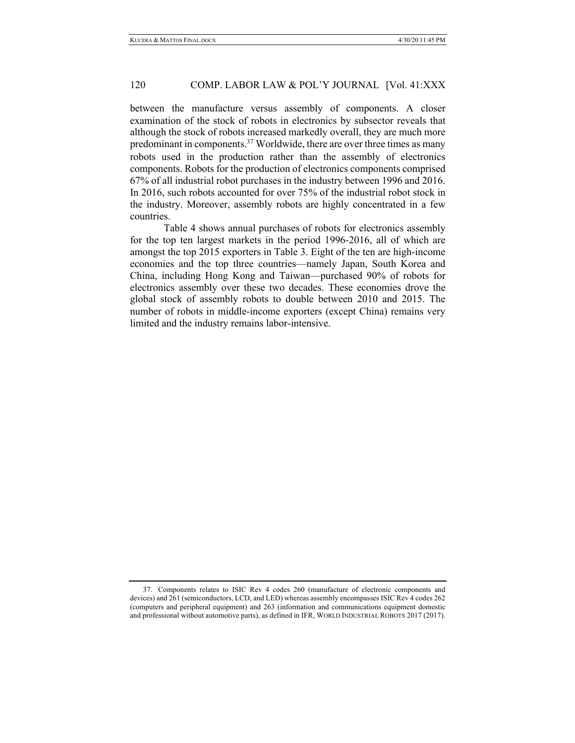between the manufacture versus assembly of components. A closer examination of the stock of robots in electronics by subsector reveals that although the stock of robots increased markedly overall, they are much more predominant in components.[37] Worldwide, there are over three times as many robots used in the production rather than the assembly of electronics components. Robots for the production of electronics components comprised 67% of all industrial robot purchases in the industry between 1996 and 2016. In 2016, such robots accounted for over 75% of the industrial robot stock in the industry. Moreover, assembly robots are highly concentrated in a few countries.

Table 4 shows annual purchases of robots for electronics assembly for the top ten largest markets in the period 1996-2016, all of which are amongst the top 2015 exporters in Table 3. Eight of the ten are high-income economies and the top three countries—namely Japan, South Korea and China, including Hong Kong and Taiwan—purchased 90% of robots for electronics assembly over these two decades. These economies drove the global stock of assembly robots to double between 2010 and 2015. The number of robots in middle-income exporters (except China) remains very limited and the industry remains labor-intensive.

---

37. Components relates to ISIC Rev 4 codes 260 (manufacture of electronic components and devices) and 261 (semiconductors, LCD, and LED) whereas assembly encompasses ISIC Rev 4 codes 262 (computers and peripheral equipment) and 263 (information and communications equipment domestic and professional without automotive parts), as defined in IFR, WORLD INDUSTRIAL ROBOTS 2017 (2017).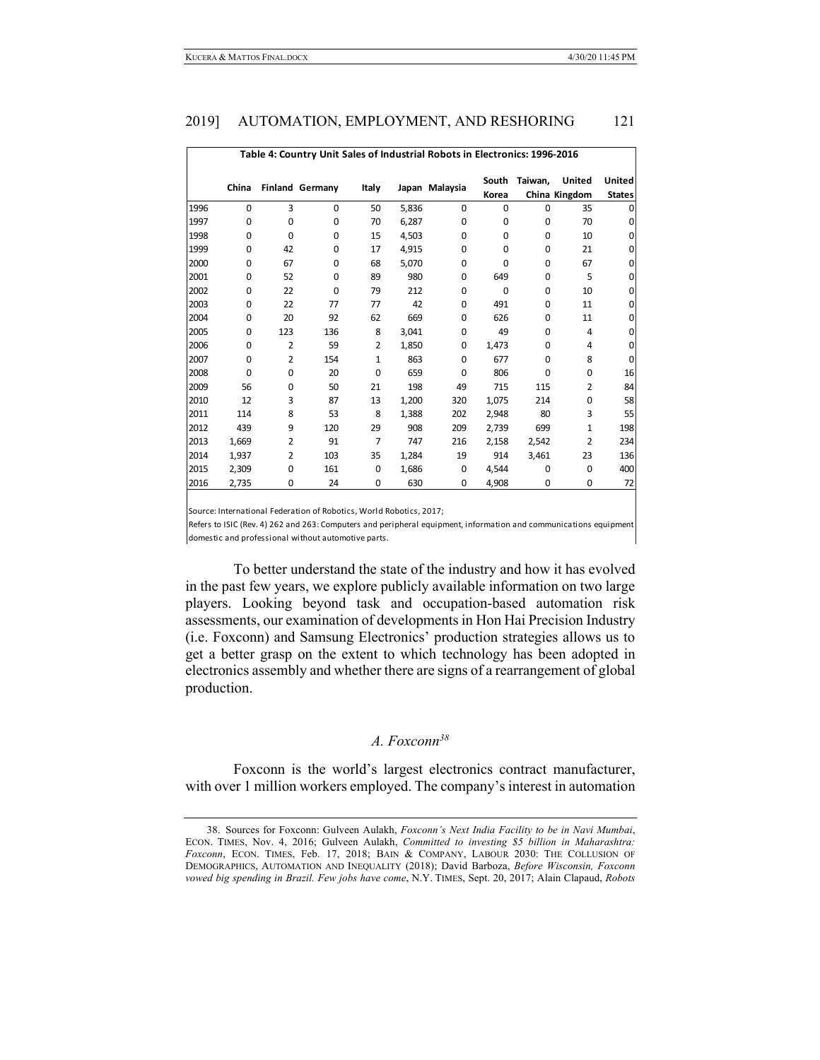**Table 4: Country Unit Sales of Industrial Robots in Electronics: 1996-2016**

| | China | Finland | Germany | Italy | Japan | Malaysia | South Korea | Taiwan, China | United Kingdom | United States |
|---|---|---|---|---|---|---|---|---|---|---|
| 1996 | 0 | 3 | 0 | 50 | 5,836 | 0 | 0 | 0 | 35 | 0 |
| 1997 | 0 | 0 | 0 | 70 | 6,287 | 0 | 0 | 0 | 70 | 0 |
| 1998 | 0 | 0 | 0 | 15 | 4,503 | 0 | 0 | 0 | 10 | 0 |
| 1999 | 0 | 42 | 0 | 17 | 4,915 | 0 | 0 | 0 | 21 | 0 |
| 2000 | 0 | 67 | 0 | 68 | 5,070 | 0 | 0 | 0 | 67 | 0 |
| 2001 | 0 | 52 | 0 | 89 | 980 | 0 | 649 | 0 | 5 | 0 |
| 2002 | 0 | 22 | 0 | 79 | 212 | 0 | 0 | 0 | 10 | 0 |
| 2003 | 0 | 22 | 77 | 77 | 42 | 0 | 491 | 0 | 11 | 0 |
| 2004 | 0 | 20 | 92 | 62 | 669 | 0 | 626 | 0 | 11 | 0 |
| 2005 | 0 | 123 | 136 | 8 | 3,041 | 0 | 49 | 0 | 4 | 0 |
| 2006 | 0 | 2 | 59 | 2 | 1,850 | 0 | 1,473 | 0 | 4 | 0 |
| 2007 | 0 | 2 | 154 | 1 | 863 | 0 | 677 | 0 | 8 | 0 |
| 2008 | 0 | 0 | 20 | 0 | 659 | 0 | 806 | 0 | 0 | 16 |
| 2009 | 56 | 0 | 50 | 21 | 198 | 49 | 715 | 115 | 2 | 84 |
| 2010 | 12 | 3 | 87 | 13 | 1,200 | 320 | 1,075 | 214 | 0 | 58 |
| 2011 | 114 | 8 | 53 | 8 | 1,388 | 202 | 2,948 | 80 | 3 | 55 |
| 2012 | 439 | 9 | 120 | 29 | 908 | 209 | 2,739 | 699 | 1 | 198 |
| 2013 | 1,669 | 2 | 91 | 7 | 747 | 216 | 2,158 | 2,542 | 2 | 234 |
| 2014 | 1,937 | 2 | 103 | 35 | 1,284 | 19 | 914 | 3,461 | 23 | 136 |
| 2015 | 2,309 | 0 | 161 | 0 | 1,686 | 0 | 4,544 | 0 | 0 | 400 |
| 2016 | 2,735 | 0 | 24 | 0 | 630 | 0 | 4,908 | 0 | 0 | 72 |

Source: International Federation of Robotics, World Robotics, 2017;
Refers to ISIC (Rev. 4) 262 and 263: Computers and peripheral equipment, information and communications equipment domestic and professional without automotive parts.

To better understand the state of the industry and how it has evolved in the past few years, we explore publicly available information on two large players. Looking beyond task and occupation-based automation risk assessments, our examination of developments in Hon Hai Precision Industry (i.e. Foxconn) and Samsung Electronics' production strategies allows us to get a better grasp on the extent to which technology has been adopted in electronics assembly and whether there are signs of a rearrangement of global production.

### *A. Foxconn*[38]

Foxconn is the world's largest electronics contract manufacturer, with over 1 million workers employed. The company's interest in automation

38. Sources for Foxconn: Gulveen Aulakh, *Foxconn's Next India Facility to be in Navi Mumbai*, ECON. TIMES, Nov. 4, 2016; Gulveen Aulakh, *Committed to investing $5 billion in Maharashtra: Foxconn*, ECON. TIMES, Feb. 17, 2018; BAIN & COMPANY, LABOUR 2030: THE COLLUSION OF DEMOGRAPHICS, AUTOMATION AND INEQUALITY (2018); David Barboza, *Before Wisconsin, Foxconn vowed big spending in Brazil. Few jobs have come*, N.Y. TIMES, Sept. 20, 2017; Alain Clapaud, *Robots*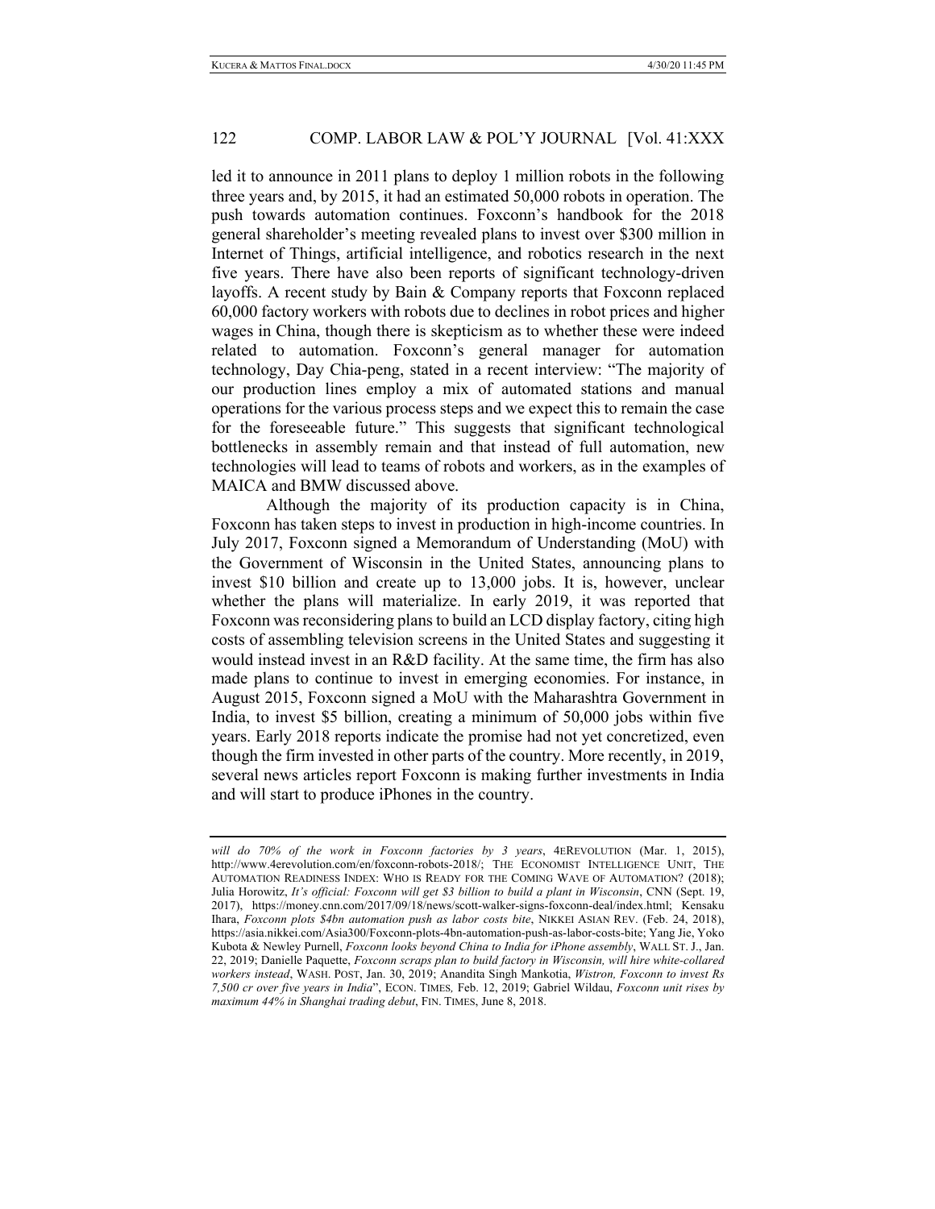led it to announce in 2011 plans to deploy 1 million robots in the following three years and, by 2015, it had an estimated 50,000 robots in operation. The push towards automation continues. Foxconn's handbook for the 2018 general shareholder's meeting revealed plans to invest over $300 million in Internet of Things, artificial intelligence, and robotics research in the next five years. There have also been reports of significant technology-driven layoffs. A recent study by Bain & Company reports that Foxconn replaced 60,000 factory workers with robots due to declines in robot prices and higher wages in China, though there is skepticism as to whether these were indeed related to automation. Foxconn's general manager for automation technology, Day Chia-peng, stated in a recent interview: "The majority of our production lines employ a mix of automated stations and manual operations for the various process steps and we expect this to remain the case for the foreseeable future." This suggests that significant technological bottlenecks in assembly remain and that instead of full automation, new technologies will lead to teams of robots and workers, as in the examples of MAICA and BMW discussed above.

Although the majority of its production capacity is in China, Foxconn has taken steps to invest in production in high-income countries. In July 2017, Foxconn signed a Memorandum of Understanding (MoU) with the Government of Wisconsin in the United States, announcing plans to invest $10 billion and create up to 13,000 jobs. It is, however, unclear whether the plans will materialize. In early 2019, it was reported that Foxconn was reconsidering plans to build an LCD display factory, citing high costs of assembling television screens in the United States and suggesting it would instead invest in an R&D facility. At the same time, the firm has also made plans to continue to invest in emerging economies. For instance, in August 2015, Foxconn signed a MoU with the Maharashtra Government in India, to invest $5 billion, creating a minimum of 50,000 jobs within five years. Early 2018 reports indicate the promise had not yet concretized, even though the firm invested in other parts of the country. More recently, in 2019, several news articles report Foxconn is making further investments in India and will start to produce iPhones in the country.

---

*will do 70% of the work in Foxconn factories by 3 years*, 4EREVOLUTION (Mar. 1, 2015), http://www.4erevolution.com/en/foxconn-robots-2018/; THE ECONOMIST INTELLIGENCE UNIT, THE AUTOMATION READINESS INDEX: WHO IS READY FOR THE COMING WAVE OF AUTOMATION? (2018); Julia Horowitz, *It's official: Foxconn will get $3 billion to build a plant in Wisconsin*, CNN (Sept. 19, 2017), https://money.cnn.com/2017/09/18/news/scott-walker-signs-foxconn-deal/index.html; Kensaku Ihara, *Foxconn plots $4bn automation push as labor costs bite*, NIKKEI ASIAN REV. (Feb. 24, 2018), https://asia.nikkei.com/Asia300/Foxconn-plots-4bn-automation-push-as-labor-costs-bite; Yang Jie, Yoko Kubota & Newley Purnell, *Foxconn looks beyond China to India for iPhone assembly*, WALL ST. J., Jan. 22, 2019; Danielle Paquette, *Foxconn scraps plan to build factory in Wisconsin, will hire white-collared workers instead*, WASH. POST, Jan. 30, 2019; Anandita Singh Mankotia, *Wistron, Foxconn to invest Rs 7,500 cr over five years in India*", ECON. TIMES, Feb. 12, 2019; Gabriel Wildau, *Foxconn unit rises by maximum 44% in Shanghai trading debut*, FIN. TIMES, June 8, 2018.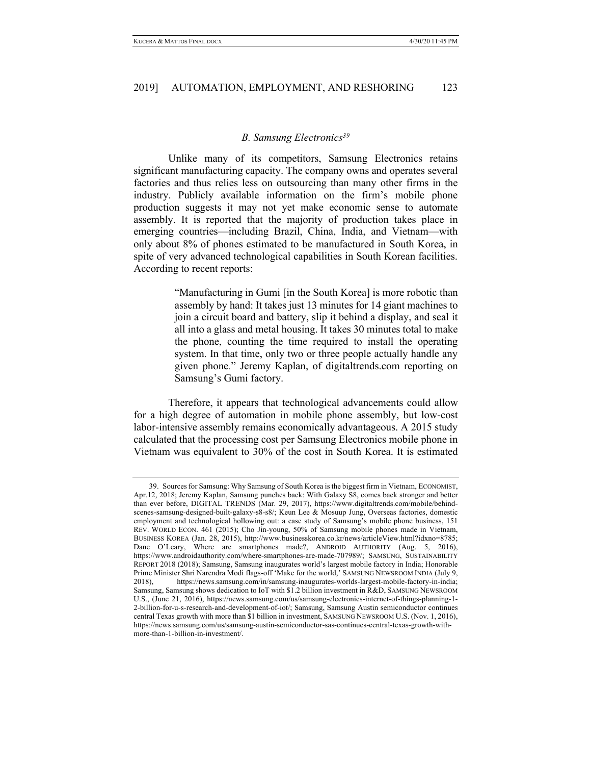### *B. Samsung Electronics*[39]

Unlike many of its competitors, Samsung Electronics retains significant manufacturing capacity. The company owns and operates several factories and thus relies less on outsourcing than many other firms in the industry. Publicly available information on the firm's mobile phone production suggests it may not yet make economic sense to automate assembly. It is reported that the majority of production takes place in emerging countries—including Brazil, China, India, and Vietnam—with only about 8% of phones estimated to be manufactured in South Korea, in spite of very advanced technological capabilities in South Korean facilities. According to recent reports:

> "Manufacturing in Gumi [in the South Korea] is more robotic than assembly by hand: It takes just 13 minutes for 14 giant machines to join a circuit board and battery, slip it behind a display, and seal it all into a glass and metal housing. It takes 30 minutes total to make the phone, counting the time required to install the operating system. In that time, only two or three people actually handle any given phone." Jeremy Kaplan, of digitaltrends.com reporting on Samsung's Gumi factory.

Therefore, it appears that technological advancements could allow for a high degree of automation in mobile phone assembly, but low-cost labor-intensive assembly remains economically advantageous. A 2015 study calculated that the processing cost per Samsung Electronics mobile phone in Vietnam was equivalent to 30% of the cost in South Korea. It is estimated

---

39. Sources for Samsung: Why Samsung of South Korea is the biggest firm in Vietnam, ECONOMIST, Apr.12, 2018; Jeremy Kaplan, Samsung punches back: With Galaxy S8, comes back stronger and better than ever before, DIGITAL TRENDS (Mar. 29, 2017), https://www.digitaltrends.com/mobile/behind-scenes-samsung-designed-built-galaxy-s8-s8/; Keun Lee & Mosuup Jung, Overseas factories, domestic employment and technological hollowing out: a case study of Samsung's mobile phone business, 151 REV. WORLD ECON. 461 (2015); Cho Jin-young, 50% of Samsung mobile phones made in Vietnam, BUSINESS KOREA (Jan. 28, 2015), http://www.businesskorea.co.kr/news/articleView.html?idxno=8785; Dane O'Leary, Where are smartphones made?, ANDROID AUTHORITY (Aug. 5, 2016), https://www.androidauthority.com/where-smartphones-are-made-707989/; SAMSUNG, SUSTAINABILITY REPORT 2018 (2018); Samsung, Samsung inaugurates world's largest mobile factory in India; Honorable Prime Minister Shri Narendra Modi flags-off 'Make for the world,' SAMSUNG NEWSROOM INDIA (July 9, 2018), https://news.samsung.com/in/samsung-inaugurates-worlds-largest-mobile-factory-in-india; Samsung, Samsung shows dedication to IoT with $1.2 billion investment in R&D, SAMSUNG NEWSROOM U.S., (June 21, 2016), https://news.samsung.com/us/samsung-electronics-internet-of-things-planning-1-2-billion-for-u-s-research-and-development-of-iot/; Samsung, Samsung Austin semiconductor continues central Texas growth with more than $1 billion in investment, SAMSUNG NEWSROOM U.S. (Nov. 1, 2016), https://news.samsung.com/us/samsung-austin-semiconductor-sas-continues-central-texas-growth-with-more-than-1-billion-in-investment/.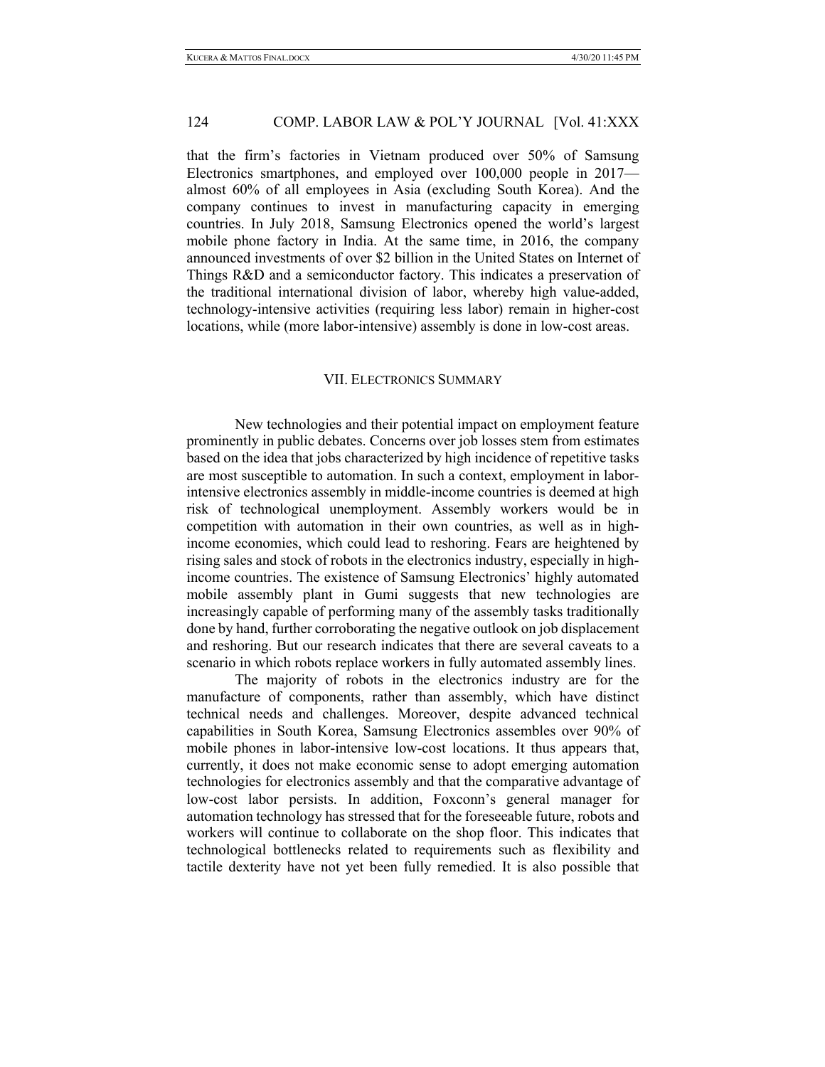that the firm's factories in Vietnam produced over 50% of Samsung Electronics smartphones, and employed over 100,000 people in 2017—almost 60% of all employees in Asia (excluding South Korea). And the company continues to invest in manufacturing capacity in emerging countries. In July 2018, Samsung Electronics opened the world's largest mobile phone factory in India. At the same time, in 2016, the company announced investments of over $2 billion in the United States on Internet of Things R&D and a semiconductor factory. This indicates a preservation of the traditional international division of labor, whereby high value-added, technology-intensive activities (requiring less labor) remain in higher-cost locations, while (more labor-intensive) assembly is done in low-cost areas.

## VII. Electronics Summary

New technologies and their potential impact on employment feature prominently in public debates. Concerns over job losses stem from estimates based on the idea that jobs characterized by high incidence of repetitive tasks are most susceptible to automation. In such a context, employment in labor-intensive electronics assembly in middle-income countries is deemed at high risk of technological unemployment. Assembly workers would be in competition with automation in their own countries, as well as in high-income economies, which could lead to reshoring. Fears are heightened by rising sales and stock of robots in the electronics industry, especially in high-income countries. The existence of Samsung Electronics' highly automated mobile assembly plant in Gumi suggests that new technologies are increasingly capable of performing many of the assembly tasks traditionally done by hand, further corroborating the negative outlook on job displacement and reshoring. But our research indicates that there are several caveats to a scenario in which robots replace workers in fully automated assembly lines.

The majority of robots in the electronics industry are for the manufacture of components, rather than assembly, which have distinct technical needs and challenges. Moreover, despite advanced technical capabilities in South Korea, Samsung Electronics assembles over 90% of mobile phones in labor-intensive low-cost locations. It thus appears that, currently, it does not make economic sense to adopt emerging automation technologies for electronics assembly and that the comparative advantage of low-cost labor persists. In addition, Foxconn's general manager for automation technology has stressed that for the foreseeable future, robots and workers will continue to collaborate on the shop floor. This indicates that technological bottlenecks related to requirements such as flexibility and tactile dexterity have not yet been fully remedied. It is also possible that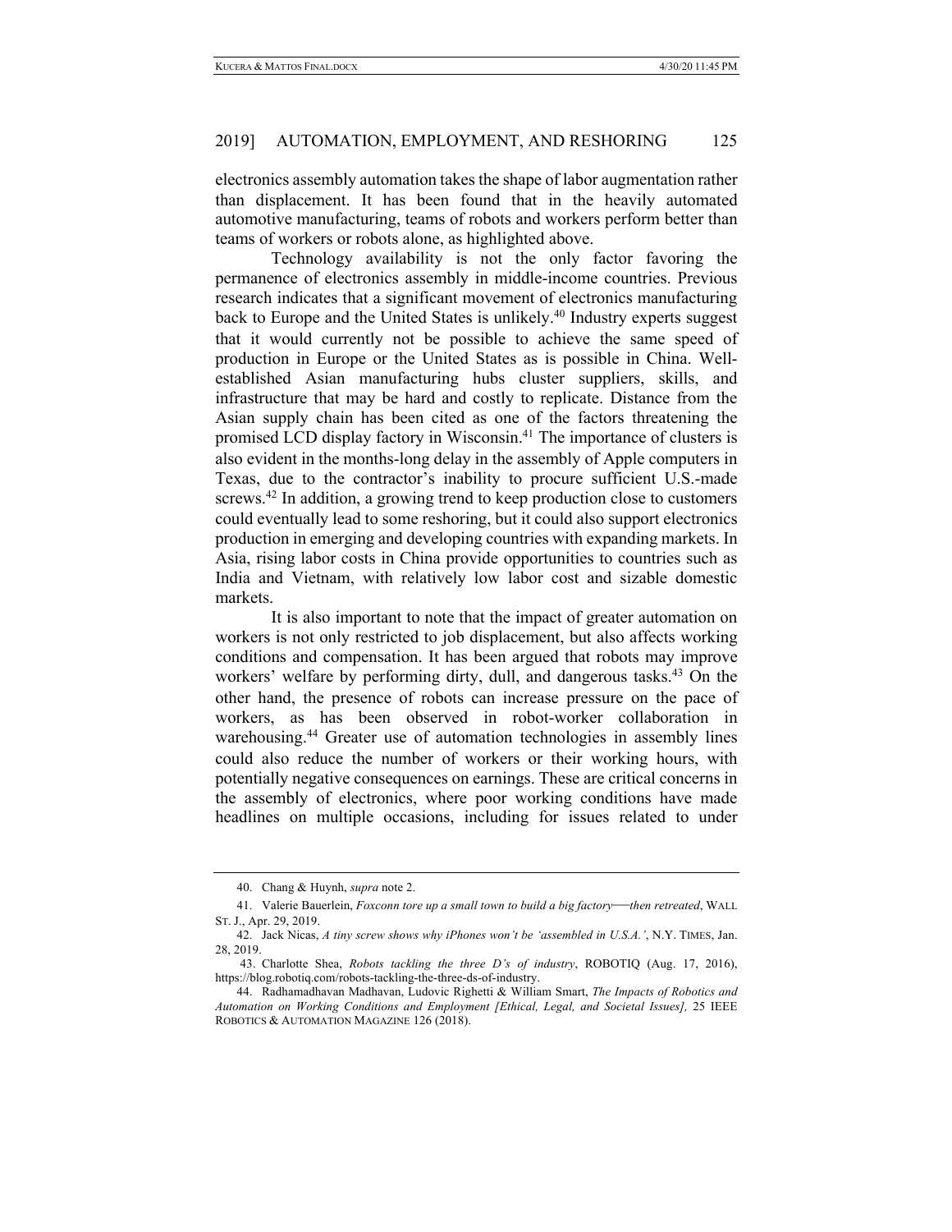electronics assembly automation takes the shape of labor augmentation rather than displacement. It has been found that in the heavily automated automotive manufacturing, teams of robots and workers perform better than teams of workers or robots alone, as highlighted above.

Technology availability is not the only factor favoring the permanence of electronics assembly in middle-income countries. Previous research indicates that a significant movement of electronics manufacturing back to Europe and the United States is unlikely.[40] Industry experts suggest that it would currently not be possible to achieve the same speed of production in Europe or the United States as is possible in China. Well-established Asian manufacturing hubs cluster suppliers, skills, and infrastructure that may be hard and costly to replicate. Distance from the Asian supply chain has been cited as one of the factors threatening the promised LCD display factory in Wisconsin.[41] The importance of clusters is also evident in the months-long delay in the assembly of Apple computers in Texas, due to the contractor's inability to procure sufficient U.S.-made screws.[42] In addition, a growing trend to keep production close to customers could eventually lead to some reshoring, but it could also support electronics production in emerging and developing countries with expanding markets. In Asia, rising labor costs in China provide opportunities to countries such as India and Vietnam, with relatively low labor cost and sizable domestic markets.

It is also important to note that the impact of greater automation on workers is not only restricted to job displacement, but also affects working conditions and compensation. It has been argued that robots may improve workers' welfare by performing dirty, dull, and dangerous tasks.[43] On the other hand, the presence of robots can increase pressure on the pace of workers, as has been observed in robot-worker collaboration in warehousing.[44] Greater use of automation technologies in assembly lines could also reduce the number of workers or their working hours, with potentially negative consequences on earnings. These are critical concerns in the assembly of electronics, where poor working conditions have made headlines on multiple occasions, including for issues related to under

---

40. Chang & Huynh, *supra* note 2.

41. Valerie Bauerlein, *Foxconn tore up a small town to build a big factory—then retreated*, WALL ST. J., Apr. 29, 2019.

42. Jack Nicas, *A tiny screw shows why iPhones won't be 'assembled in U.S.A.'*, N.Y. TIMES, Jan. 28, 2019.

43. Charlotte Shea, *Robots tackling the three D's of industry*, ROBOTIQ (Aug. 17, 2016), https://blog.robotiq.com/robots-tackling-the-three-ds-of-industry.

44. Radhamadhavan Madhavan, Ludovic Righetti & William Smart, *The Impacts of Robotics and Automation on Working Conditions and Employment [Ethical, Legal, and Societal Issues]*, 25 IEEE ROBOTICS & AUTOMATION MAGAZINE 126 (2018).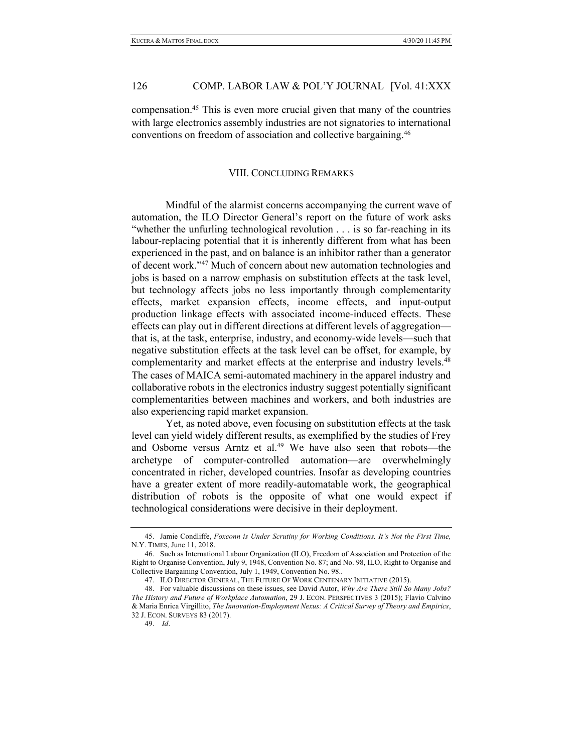compensation.[45] This is even more crucial given that many of the countries with large electronics assembly industries are not signatories to international conventions on freedom of association and collective bargaining.[46]

## VIII. CONCLUDING REMARKS

Mindful of the alarmist concerns accompanying the current wave of automation, the ILO Director General's report on the future of work asks "whether the unfurling technological revolution . . . is so far-reaching in its labour-replacing potential that it is inherently different from what has been experienced in the past, and on balance is an inhibitor rather than a generator of decent work."[47] Much of concern about new automation technologies and jobs is based on a narrow emphasis on substitution effects at the task level, but technology affects jobs no less importantly through complementarity effects, market expansion effects, income effects, and input-output production linkage effects with associated income-induced effects. These effects can play out in different directions at different levels of aggregation—that is, at the task, enterprise, industry, and economy-wide levels—such that negative substitution effects at the task level can be offset, for example, by complementarity and market effects at the enterprise and industry levels.[48] The cases of MAICA semi-automated machinery in the apparel industry and collaborative robots in the electronics industry suggest potentially significant complementarities between machines and workers, and both industries are also experiencing rapid market expansion.

Yet, as noted above, even focusing on substitution effects at the task level can yield widely different results, as exemplified by the studies of Frey and Osborne versus Arntz et al.[49] We have also seen that robots—the archetype of computer-controlled automation—are overwhelmingly concentrated in richer, developed countries. Insofar as developing countries have a greater extent of more readily-automatable work, the geographical distribution of robots is the opposite of what one would expect if technological considerations were decisive in their deployment.

---

45. Jamie Condliffe, *Foxconn is Under Scrutiny for Working Conditions. It's Not the First Time,* N.Y. TIMES, June 11, 2018.

46. Such as International Labour Organization (ILO), Freedom of Association and Protection of the Right to Organise Convention, July 9, 1948, Convention No. 87; and No. 98, ILO, Right to Organise and Collective Bargaining Convention, July 1, 1949, Convention No. 98..

47. ILO DIRECTOR GENERAL, THE FUTURE OF WORK CENTENARY INITIATIVE (2015).

48. For valuable discussions on these issues, see David Autor, *Why Are There Still So Many Jobs? The History and Future of Workplace Automation*, 29 J. ECON. PERSPECTIVES 3 (2015); Flavio Calvino & Maria Enrica Virgillito, *The Innovation-Employment Nexus: A Critical Survey of Theory and Empirics*, 32 J. ECON. SURVEYS 83 (2017).

49. *Id*.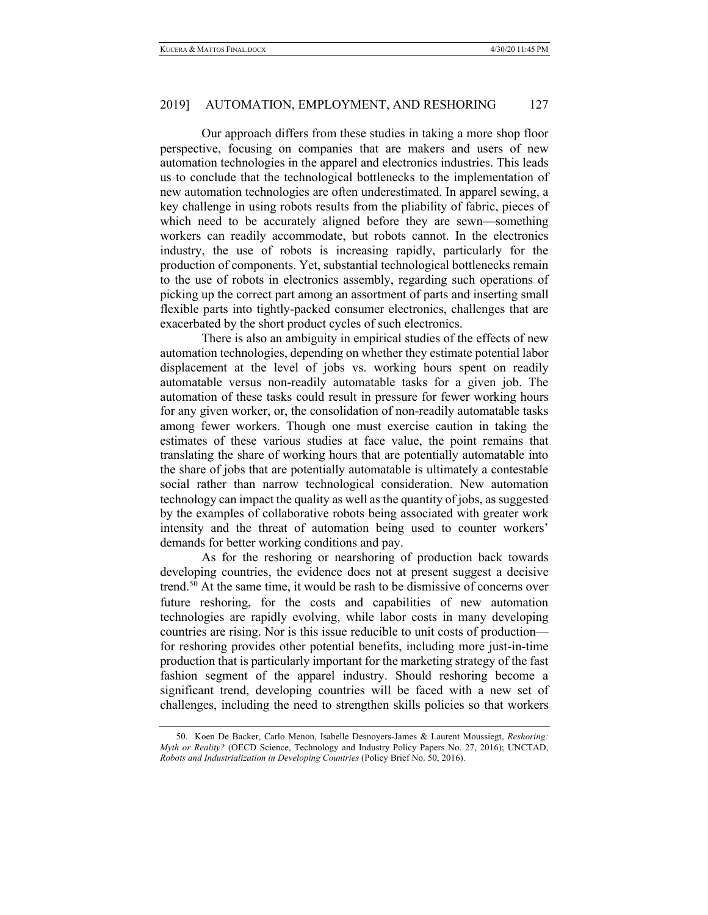Our approach differs from these studies in taking a more shop floor perspective, focusing on companies that are makers and users of new automation technologies in the apparel and electronics industries. This leads us to conclude that the technological bottlenecks to the implementation of new automation technologies are often underestimated. In apparel sewing, a key challenge in using robots results from the pliability of fabric, pieces of which need to be accurately aligned before they are sewn—something workers can readily accommodate, but robots cannot. In the electronics industry, the use of robots is increasing rapidly, particularly for the production of components. Yet, substantial technological bottlenecks remain to the use of robots in electronics assembly, regarding such operations of picking up the correct part among an assortment of parts and inserting small flexible parts into tightly-packed consumer electronics, challenges that are exacerbated by the short product cycles of such electronics.

There is also an ambiguity in empirical studies of the effects of new automation technologies, depending on whether they estimate potential labor displacement at the level of jobs vs. working hours spent on readily automatable versus non-readily automatable tasks for a given job. The automation of these tasks could result in pressure for fewer working hours for any given worker, or, the consolidation of non-readily automatable tasks among fewer workers. Though one must exercise caution in taking the estimates of these various studies at face value, the point remains that translating the share of working hours that are potentially automatable into the share of jobs that are potentially automatable is ultimately a contestable social rather than narrow technological consideration. New automation technology can impact the quality as well as the quantity of jobs, as suggested by the examples of collaborative robots being associated with greater work intensity and the threat of automation being used to counter workers' demands for better working conditions and pay.

As for the reshoring or nearshoring of production back towards developing countries, the evidence does not at present suggest a decisive trend.[50] At the same time, it would be rash to be dismissive of concerns over future reshoring, for the costs and capabilities of new automation technologies are rapidly evolving, while labor costs in many developing countries are rising. Nor is this issue reducible to unit costs of production—for reshoring provides other potential benefits, including more just-in-time production that is particularly important for the marketing strategy of the fast fashion segment of the apparel industry. Should reshoring become a significant trend, developing countries will be faced with a new set of challenges, including the need to strengthen skills policies so that workers

50. Koen De Backer, Carlo Menon, Isabelle Desnoyers-James & Laurent Moussiegt, *Reshoring: Myth or Reality?* (OECD Science, Technology and Industry Policy Papers No. 27, 2016); UNCTAD, *Robots and Industrialization in Developing Countries* (Policy Brief No. 50, 2016).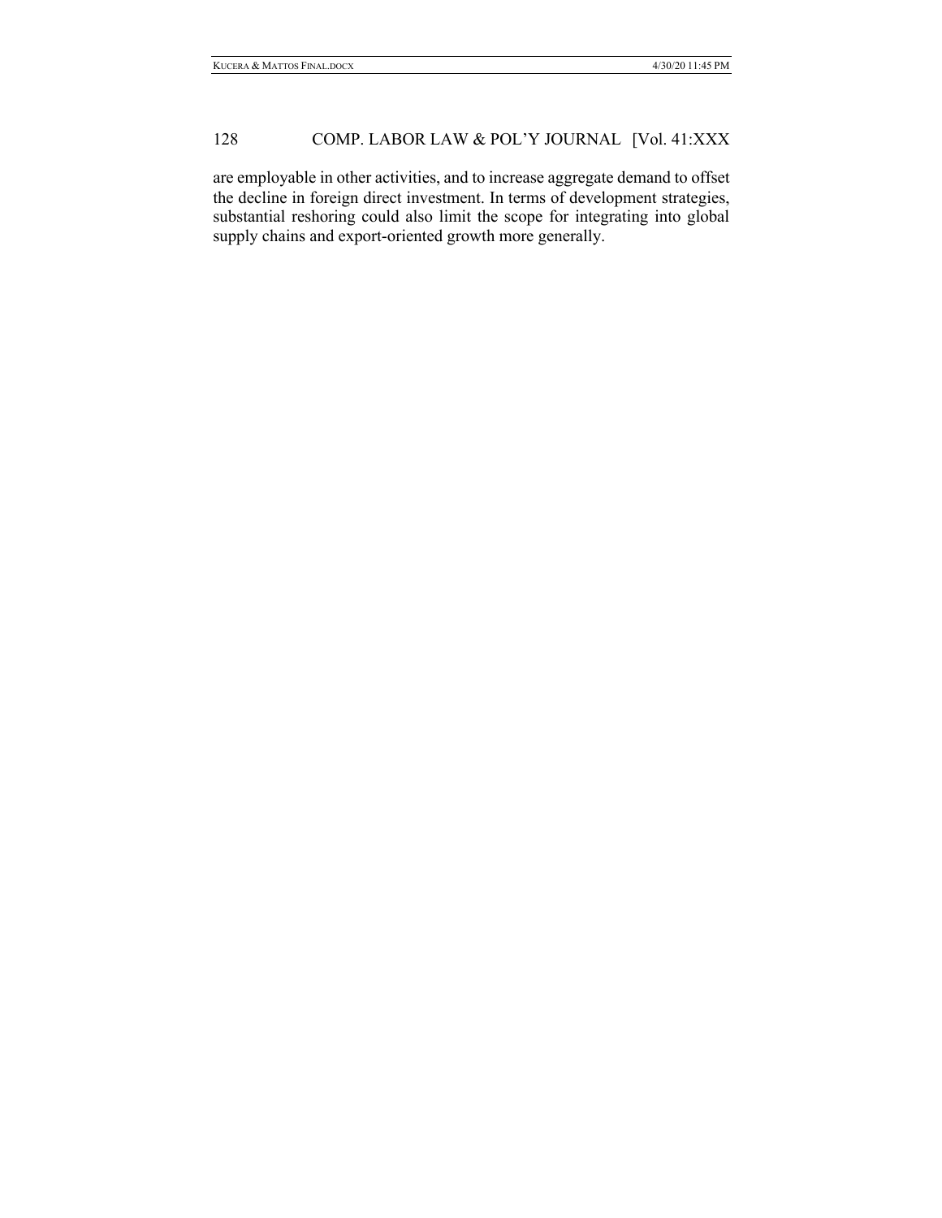are employable in other activities, and to increase aggregate demand to offset the decline in foreign direct investment. In terms of development strategies, substantial reshoring could also limit the scope for integrating into global supply chains and export-oriented growth more generally.